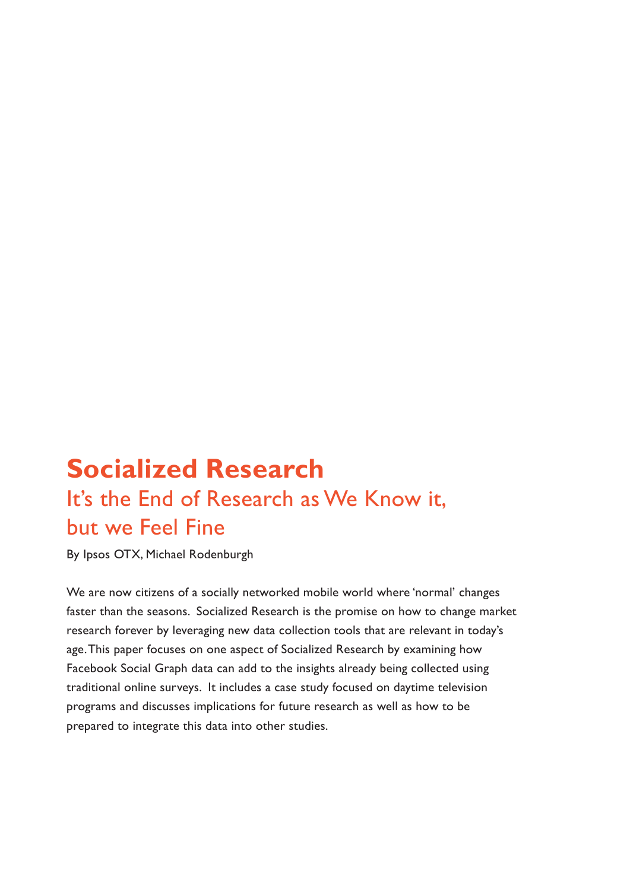# Socialized Research

## It's the End of Research as We Know it, but we Feel Fine

By Ipsos OTX, Michael Rodenburgh

We are now citizens of a socially networked mobile world where 'normal' changes faster than the seasons. Socialized Research is the promise on how to change market research forever by leveraging new data collection tools that are relevant in today's age. This paper focuses on one aspect of Socialized Research by examining how Facebook Social Graph data can add to the insights already being collected using traditional online surveys. It includes a case study focused on daytime television programs and discusses implications for future research as well as how to be prepared to integrate this data into other studies.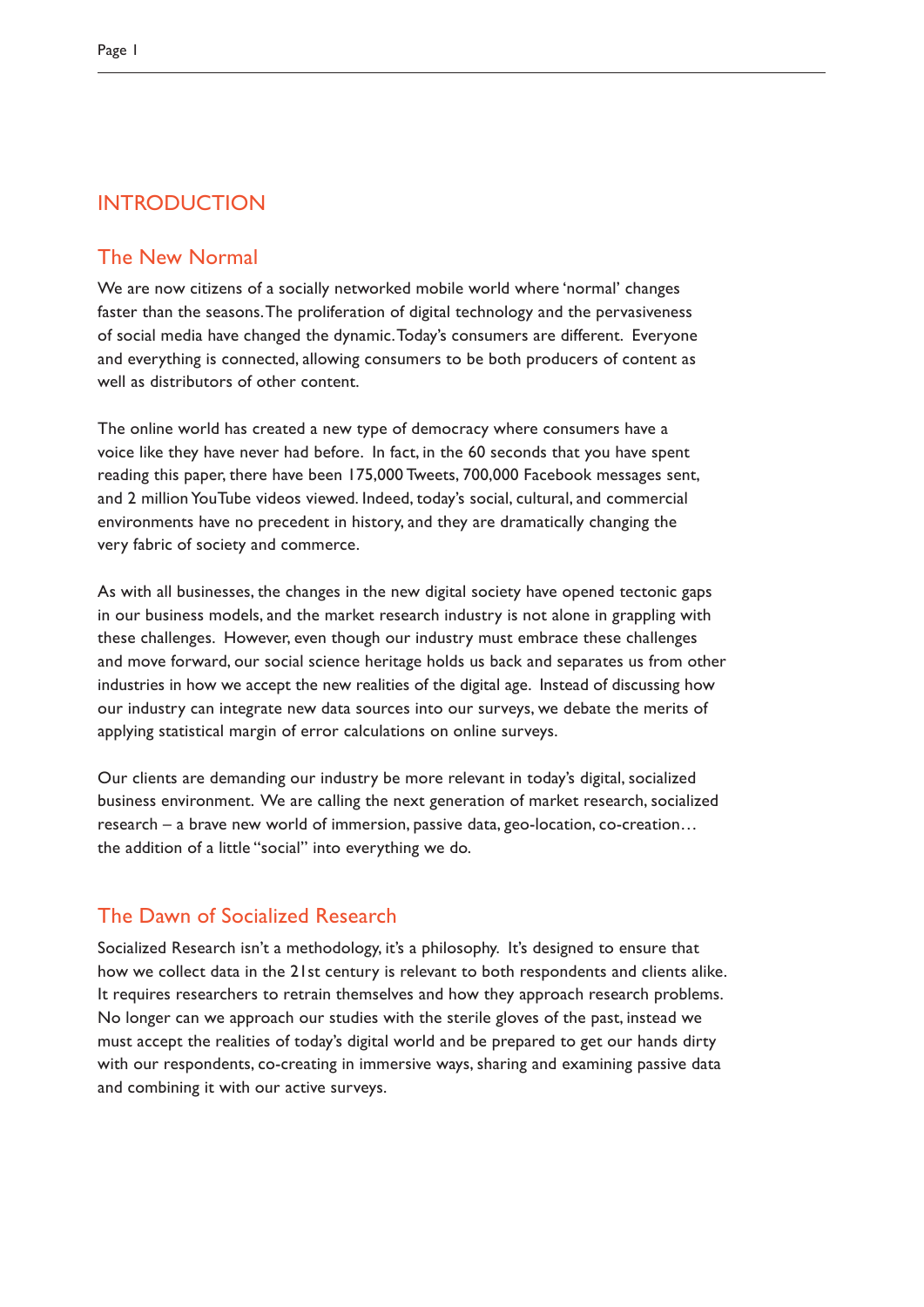## INTRODUCTION

### The New Normal

We are now citizens of a socially networked mobile world where 'normal' changes faster than the seasons. The proliferation of digital technology and the pervasiveness of social media have changed the dynamic. Today's consumers are different. Everyone and everything is connected, allowing consumers to be both producers of content as well as distributors of other content.

The online world has created a new type of democracy where consumers have a voice like they have never had before. In fact, in the 60 seconds that you have spent reading this paper, there have been 175,000 Tweets, 700,000 Facebook messages sent, and 2 million YouTube videos viewed. Indeed, today's social, cultural, and commercial environments have no precedent in history, and they are dramatically changing the very fabric of society and commerce.

As with all businesses, the changes in the new digital society have opened tectonic gaps in our business models, and the market research industry is not alone in grappling with these challenges. However, even though our industry must embrace these challenges and move forward, our social science heritage holds us back and separates us from other industries in how we accept the new realities of the digital age. Instead of discussing how our industry can integrate new data sources into our surveys, we debate the merits of applying statistical margin of error calculations on online surveys.

Our clients are demanding our industry be more relevant in today's digital, socialized business environment. We are calling the next generation of market research, socialized research – a brave new world of immersion, passive data, geo-location, co-creation… the addition of a little "social" into everything we do.

### The Dawn of Socialized Research

Socialized Research isn't a methodology, it's a philosophy. It's designed to ensure that how we collect data in the 21st century is relevant to both respondents and clients alike. It requires researchers to retrain themselves and how they approach research problems. No longer can we approach our studies with the sterile gloves of the past, instead we must accept the realities of today's digital world and be prepared to get our hands dirty with our respondents, co-creating in immersive ways, sharing and examining passive data and combining it with our active surveys.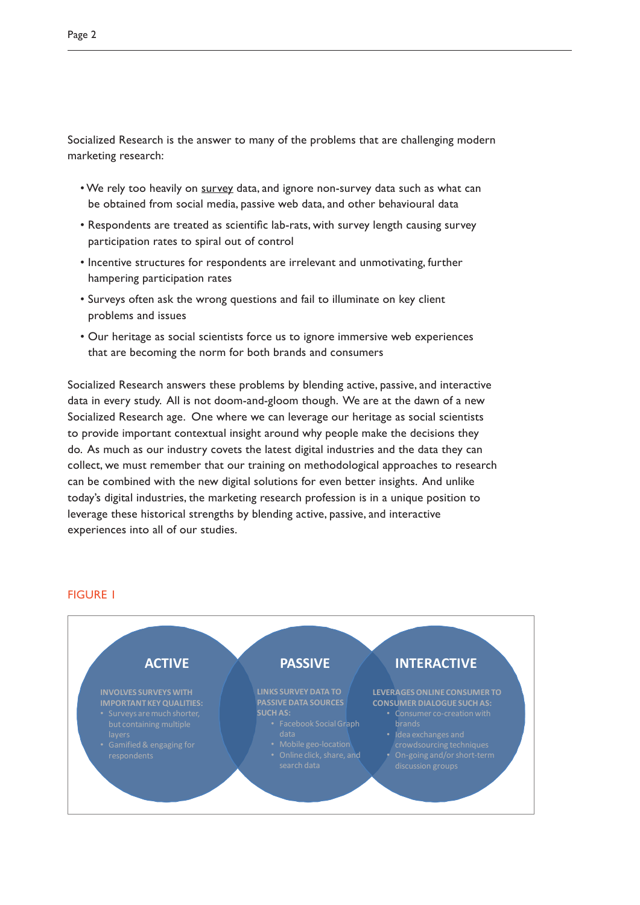Socialized Research is the answer to many of the problems that are challenging modern marketing research:

- We rely too heavily on survey data, and ignore non-survey data such as what can be obtained from social media, passive web data, and other behavioural data
- Respondents are treated as scientific lab-rats, with survey length causing survey participation rates to spiral out of control
- Incentive structures for respondents are irrelevant and unmotivating, further hampering participation rates
- Surveys often ask the wrong questions and fail to illuminate on key client problems and issues
- Our heritage as social scientists force us to ignore immersive web experiences that are becoming the norm for both brands and consumers

Socialized Research answers these problems by blending active, passive, and interactive data in every study. All is not doom-and-gloom though. We are at the dawn of a new Socialized Research age. One where we can leverage our heritage as social scientists to provide important contextual insight around why people make the decisions they do. As much as our industry covets the latest digital industries and the data they can collect, we must remember that our training on methodological approaches to research can be combined with the new digital solutions for even better insights. And unlike today's digital industries, the marketing research profession is in a unique position to leverage these historical strengths by blending active, passive, and interactive experiences into all of our studies.

FIGURE 1

**ACTIVE**

INVOLVES SURVEYS WITH IMPORTANT KEY QUALITIES:
- Surveys are much shorter, but containing multiple layers
- Gamified & engaging for respondents

**PASSIVE**

LINKS SURVEY DATA TO PASSIVE DATA SOURCES SUCH AS:
- Facebook Social Graph data
- Mobile geo-location
- Online click, share, and search data

**INTERACTIVE**

LEVERAGES ONLINE CONSUMER TO CONSUMER DIALOGUE SUCH AS:
- Consumer co-creation with brands
- Idea exchanges and crowdsourcing techniques
- On-going and/or short-term discussion groups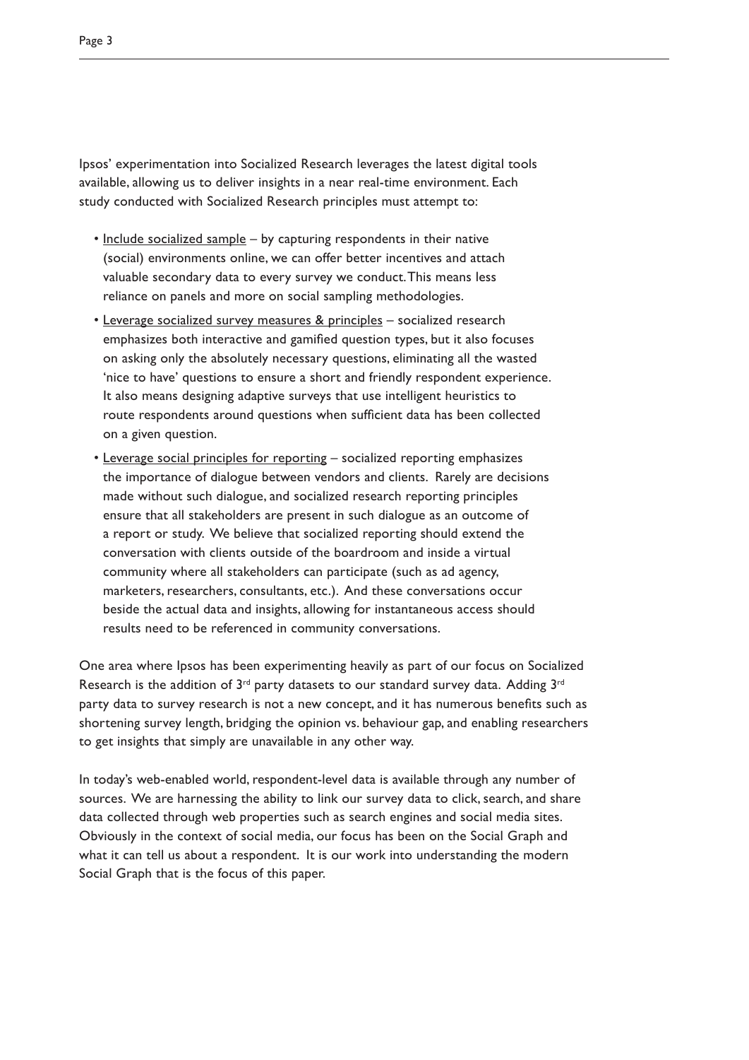Ipsos' experimentation into Socialized Research leverages the latest digital tools available, allowing us to deliver insights in a near real-time environment. Each study conducted with Socialized Research principles must attempt to:

- <u>Include socialized sample</u> – by capturing respondents in their native (social) environments online, we can offer better incentives and attach valuable secondary data to every survey we conduct. This means less reliance on panels and more on social sampling methodologies.
- <u>Leverage socialized survey measures & principles</u> – socialized research emphasizes both interactive and gamified question types, but it also focuses on asking only the absolutely necessary questions, eliminating all the wasted 'nice to have' questions to ensure a short and friendly respondent experience. It also means designing adaptive surveys that use intelligent heuristics to route respondents around questions when sufficient data has been collected on a given question.
- <u>Leverage social principles for reporting</u> – socialized reporting emphasizes the importance of dialogue between vendors and clients. Rarely are decisions made without such dialogue, and socialized research reporting principles ensure that all stakeholders are present in such dialogue as an outcome of a report or study. We believe that socialized reporting should extend the conversation with clients outside of the boardroom and inside a virtual community where all stakeholders can participate (such as ad agency, marketers, researchers, consultants, etc.). And these conversations occur beside the actual data and insights, allowing for instantaneous access should results need to be referenced in community conversations.

One area where Ipsos has been experimenting heavily as part of our focus on Socialized Research is the addition of 3rd party datasets to our standard survey data. Adding 3rd party data to survey research is not a new concept, and it has numerous benefits such as shortening survey length, bridging the opinion vs. behaviour gap, and enabling researchers to get insights that simply are unavailable in any other way.

In today's web-enabled world, respondent-level data is available through any number of sources. We are harnessing the ability to link our survey data to click, search, and share data collected through web properties such as search engines and social media sites. Obviously in the context of social media, our focus has been on the Social Graph and what it can tell us about a respondent. It is our work into understanding the modern Social Graph that is the focus of this paper.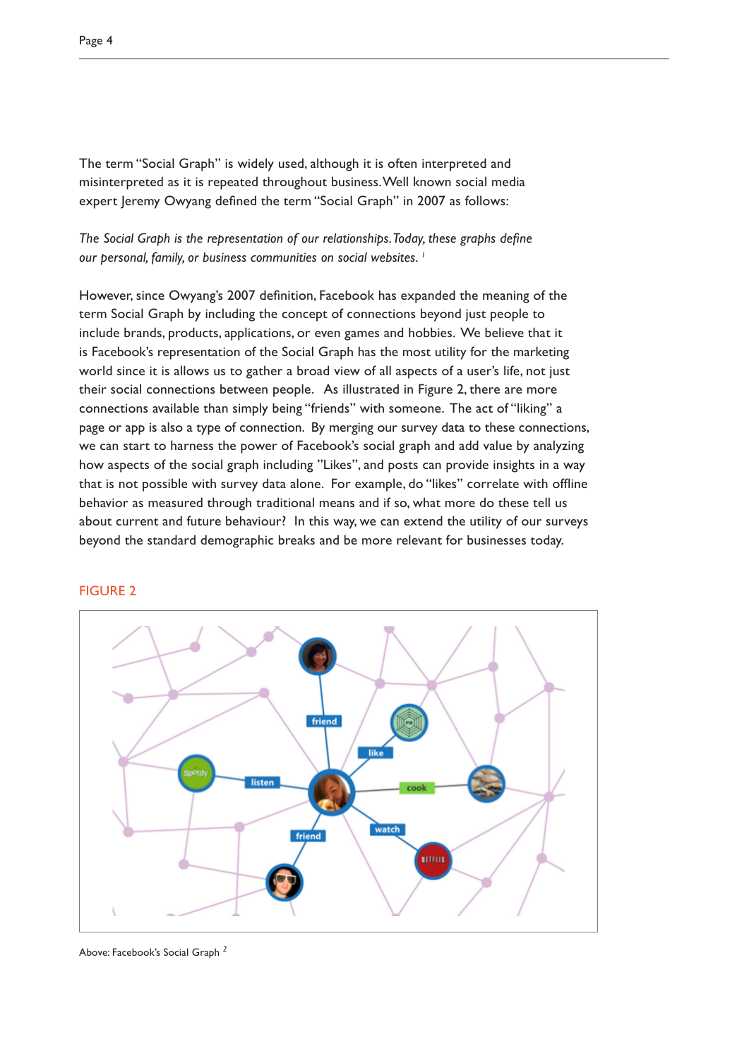The term "Social Graph" is widely used, although it is often interpreted and misinterpreted as it is repeated throughout business. Well known social media expert Jeremy Owyang defined the term "Social Graph" in 2007 as follows:

*The Social Graph is the representation of our relationships. Today, these graphs define our personal, family, or business communities on social websites.* [1]

However, since Owyang's 2007 definition, Facebook has expanded the meaning of the term Social Graph by including the concept of connections beyond just people to include brands, products, applications, or even games and hobbies. We believe that it is Facebook's representation of the Social Graph has the most utility for the marketing world since it is allows us to gather a broad view of all aspects of a user's life, not just their social connections between people. As illustrated in Figure 2, there are more connections available than simply being "friends" with someone. The act of "liking" a page or app is also a type of connection. By merging our survey data to these connections, we can start to harness the power of Facebook's social graph and add value by analyzing how aspects of the social graph including "Likes", and posts can provide insights in a way that is not possible with survey data alone. For example, do "likes" correlate with offline behavior as measured through traditional means and if so, what more do these tell us about current and future behaviour? In this way, we can extend the utility of our surveys beyond the standard demographic breaks and be more relevant for businesses today.

FIGURE 2

Above: Facebook's Social Graph [2]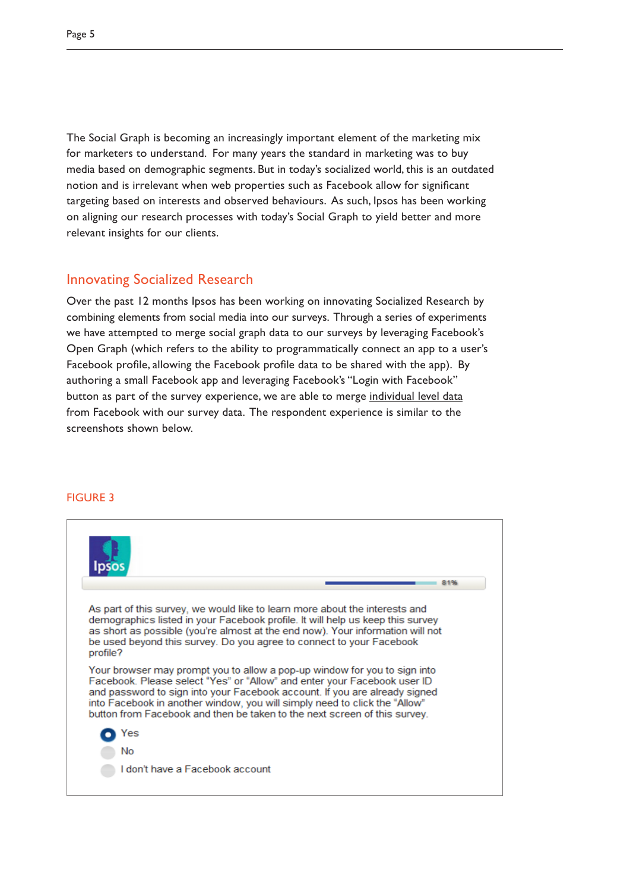The Social Graph is becoming an increasingly important element of the marketing mix for marketers to understand. For many years the standard in marketing was to buy media based on demographic segments. But in today's socialized world, this is an outdated notion and is irrelevant when web properties such as Facebook allow for significant targeting based on interests and observed behaviours. As such, Ipsos has been working on aligning our research processes with today's Social Graph to yield better and more relevant insights for our clients.

## Innovating Socialized Research

Over the past 12 months Ipsos has been working on innovating Socialized Research by combining elements from social media into our surveys. Through a series of experiments we have attempted to merge social graph data to our surveys by leveraging Facebook's Open Graph (which refers to the ability to programmatically connect an app to a user's Facebook profile, allowing the Facebook profile data to be shared with the app). By authoring a small Facebook app and leveraging Facebook's "Login with Facebook" button as part of the survey experience, we are able to merge individual level data from Facebook with our survey data. The respondent experience is similar to the screenshots shown below.

FIGURE 3

Ipsos

81%

As part of this survey, we would like to learn more about the interests and demographics listed in your Facebook profile. It will help us keep this survey as short as possible (you're almost at the end now). Your information will not be used beyond this survey. Do you agree to connect to your Facebook profile?

Your browser may prompt you to allow a pop-up window for you to sign into Facebook. Please select "Yes" or "Allow" and enter your Facebook user ID and password to sign into your Facebook account. If you are already signed into Facebook in another window, you will simply need to click the "Allow" button from Facebook and then be taken to the next screen of this survey.

- Yes
- No
- I don't have a Facebook account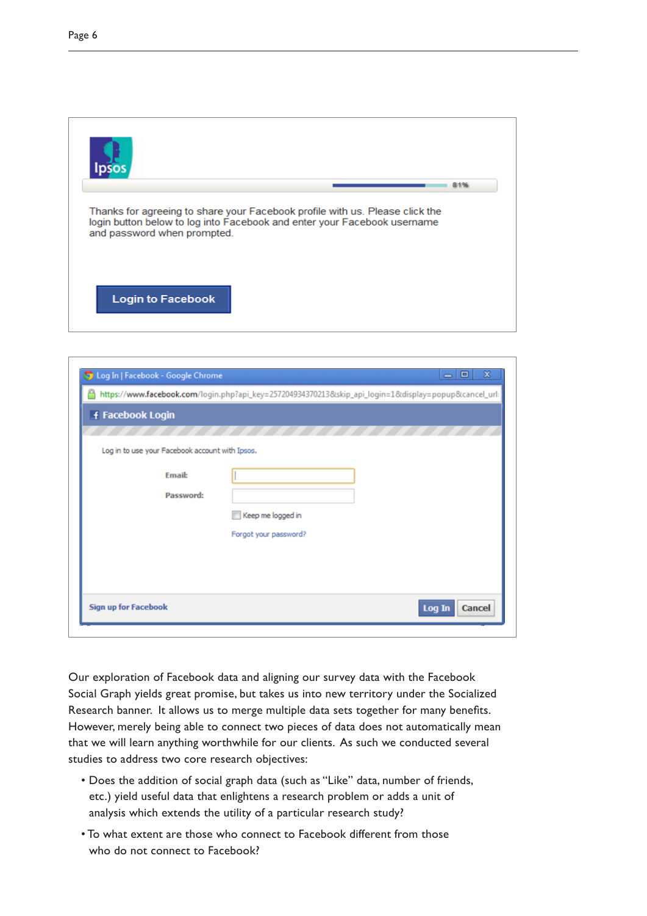Our exploration of Facebook data and aligning our survey data with the Facebook Social Graph yields great promise, but takes us into new territory under the Socialized Research banner. It allows us to merge multiple data sets together for many benefits. However, merely being able to connect two pieces of data does not automatically mean that we will learn anything worthwhile for our clients. As such we conducted several studies to address two core research objectives:

- Does the addition of social graph data (such as "Like" data, number of friends, etc.) yield useful data that enlightens a research problem or adds a unit of analysis which extends the utility of a particular research study?
- To what extent are those who connect to Facebook different from those who do not connect to Facebook?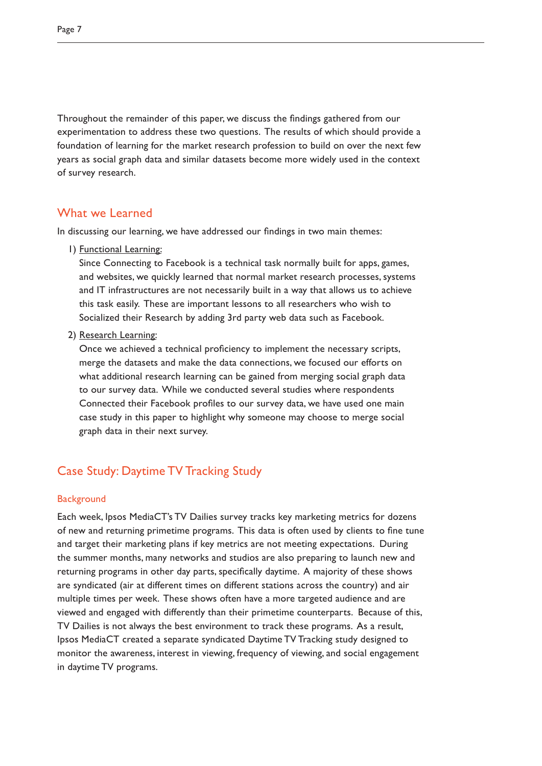Throughout the remainder of this paper, we discuss the findings gathered from our experimentation to address these two questions. The results of which should provide a foundation of learning for the market research profession to build on over the next few years as social graph data and similar datasets become more widely used in the context of survey research.

## What we Learned

In discussing our learning, we have addressed our findings in two main themes:

1) Functional Learning:
   Since Connecting to Facebook is a technical task normally built for apps, games, and websites, we quickly learned that normal market research processes, systems and IT infrastructures are not necessarily built in a way that allows us to achieve this task easily. These are important lessons to all researchers who wish to Socialized their Research by adding 3rd party web data such as Facebook.

2) Research Learning:
   Once we achieved a technical proficiency to implement the necessary scripts, merge the datasets and make the data connections, we focused our efforts on what additional research learning can be gained from merging social graph data to our survey data. While we conducted several studies where respondents Connected their Facebook profiles to our survey data, we have used one main case study in this paper to highlight why someone may choose to merge social graph data in their next survey.

## Case Study: Daytime TV Tracking Study

### Background

Each week, Ipsos MediaCT's TV Dailies survey tracks key marketing metrics for dozens of new and returning primetime programs. This data is often used by clients to fine tune and target their marketing plans if key metrics are not meeting expectations. During the summer months, many networks and studios are also preparing to launch new and returning programs in other day parts, specifically daytime. A majority of these shows are syndicated (air at different times on different stations across the country) and air multiple times per week. These shows often have a more targeted audience and are viewed and engaged with differently than their primetime counterparts. Because of this, TV Dailies is not always the best environment to track these programs. As a result, Ipsos MediaCT created a separate syndicated Daytime TV Tracking study designed to monitor the awareness, interest in viewing, frequency of viewing, and social engagement in daytime TV programs.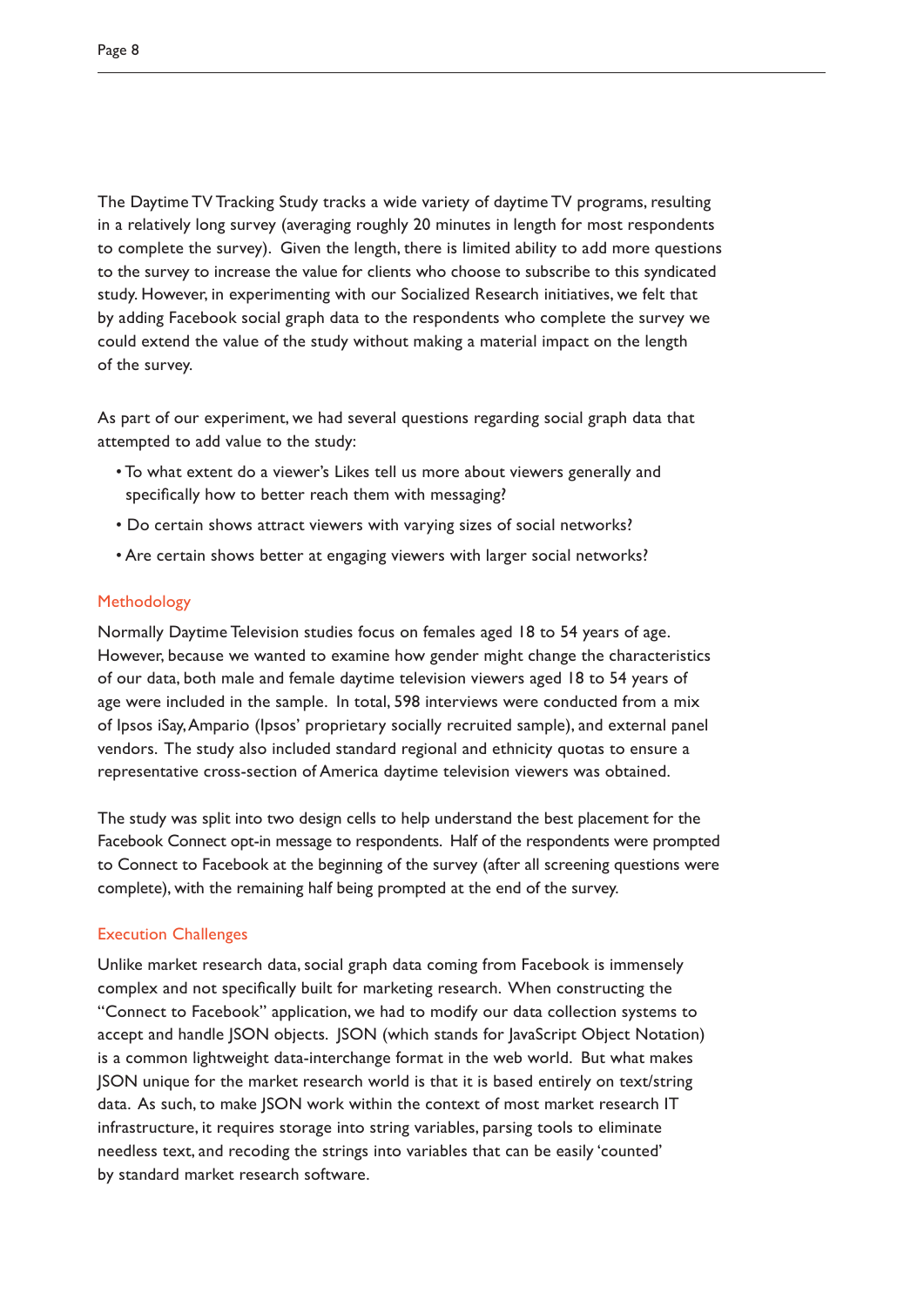The Daytime TV Tracking Study tracks a wide variety of daytime TV programs, resulting in a relatively long survey (averaging roughly 20 minutes in length for most respondents to complete the survey). Given the length, there is limited ability to add more questions to the survey to increase the value for clients who choose to subscribe to this syndicated study. However, in experimenting with our Socialized Research initiatives, we felt that by adding Facebook social graph data to the respondents who complete the survey we could extend the value of the study without making a material impact on the length of the survey.

As part of our experiment, we had several questions regarding social graph data that attempted to add value to the study:

- To what extent do a viewer's Likes tell us more about viewers generally and specifically how to better reach them with messaging?
- Do certain shows attract viewers with varying sizes of social networks?
- Are certain shows better at engaging viewers with larger social networks?

## Methodology

Normally Daytime Television studies focus on females aged 18 to 54 years of age. However, because we wanted to examine how gender might change the characteristics of our data, both male and female daytime television viewers aged 18 to 54 years of age were included in the sample. In total, 598 interviews were conducted from a mix of Ipsos iSay, Ampario (Ipsos' proprietary socially recruited sample), and external panel vendors. The study also included standard regional and ethnicity quotas to ensure a representative cross-section of America daytime television viewers was obtained.

The study was split into two design cells to help understand the best placement for the Facebook Connect opt-in message to respondents. Half of the respondents were prompted to Connect to Facebook at the beginning of the survey (after all screening questions were complete), with the remaining half being prompted at the end of the survey.

## Execution Challenges

Unlike market research data, social graph data coming from Facebook is immensely complex and not specifically built for marketing research. When constructing the "Connect to Facebook" application, we had to modify our data collection systems to accept and handle JSON objects. JSON (which stands for JavaScript Object Notation) is a common lightweight data-interchange format in the web world. But what makes JSON unique for the market research world is that it is based entirely on text/string data. As such, to make JSON work within the context of most market research IT infrastructure, it requires storage into string variables, parsing tools to eliminate needless text, and recoding the strings into variables that can be easily 'counted' by standard market research software.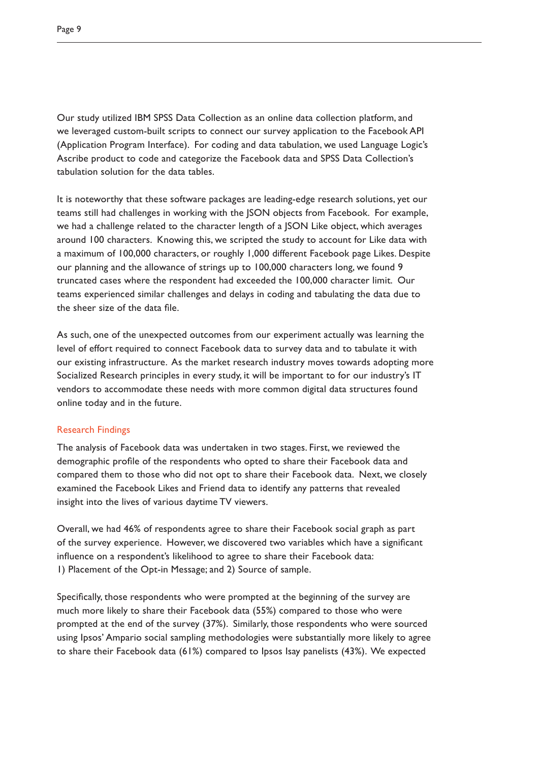Our study utilized IBM SPSS Data Collection as an online data collection platform, and we leveraged custom-built scripts to connect our survey application to the Facebook API (Application Program Interface). For coding and data tabulation, we used Language Logic's Ascribe product to code and categorize the Facebook data and SPSS Data Collection's tabulation solution for the data tables.

It is noteworthy that these software packages are leading-edge research solutions, yet our teams still had challenges in working with the JSON objects from Facebook. For example, we had a challenge related to the character length of a JSON Like object, which averages around 100 characters. Knowing this, we scripted the study to account for Like data with a maximum of 100,000 characters, or roughly 1,000 different Facebook page Likes. Despite our planning and the allowance of strings up to 100,000 characters long, we found 9 truncated cases where the respondent had exceeded the 100,000 character limit. Our teams experienced similar challenges and delays in coding and tabulating the data due to the sheer size of the data file.

As such, one of the unexpected outcomes from our experiment actually was learning the level of effort required to connect Facebook data to survey data and to tabulate it with our existing infrastructure. As the market research industry moves towards adopting more Socialized Research principles in every study, it will be important to for our industry's IT vendors to accommodate these needs with more common digital data structures found online today and in the future.

## Research Findings

The analysis of Facebook data was undertaken in two stages. First, we reviewed the demographic profile of the respondents who opted to share their Facebook data and compared them to those who did not opt to share their Facebook data. Next, we closely examined the Facebook Likes and Friend data to identify any patterns that revealed insight into the lives of various daytime TV viewers.

Overall, we had 46% of respondents agree to share their Facebook social graph as part of the survey experience. However, we discovered two variables which have a significant influence on a respondent's likelihood to agree to share their Facebook data:
1) Placement of the Opt-in Message; and 2) Source of sample.

Specifically, those respondents who were prompted at the beginning of the survey are much more likely to share their Facebook data (55%) compared to those who were prompted at the end of the survey (37%). Similarly, those respondents who were sourced using Ipsos' Ampario social sampling methodologies were substantially more likely to agree to share their Facebook data (61%) compared to Ipsos Isay panelists (43%). We expected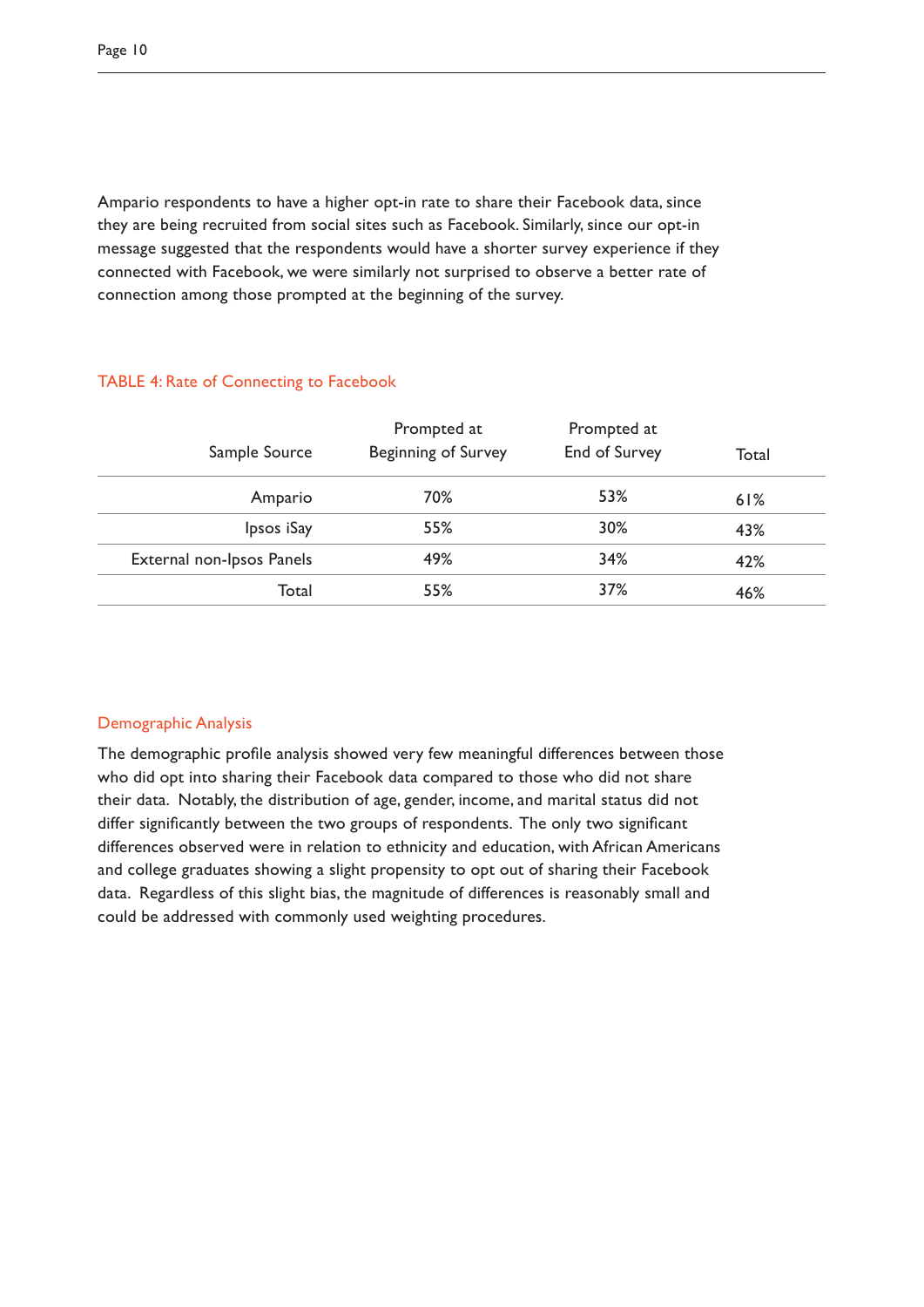Ampario respondents to have a higher opt-in rate to share their Facebook data, since they are being recruited from social sites such as Facebook. Similarly, since our opt-in message suggested that the respondents would have a shorter survey experience if they connected with Facebook, we were similarly not surprised to observe a better rate of connection among those prompted at the beginning of the survey.

TABLE 4: Rate of Connecting to Facebook

| Sample Source | Prompted at Beginning of Survey | Prompted at End of Survey | Total |
|---|---|---|---|
| Ampario | 70% | 53% | 61% |
| Ipsos iSay | 55% | 30% | 43% |
| External non-Ipsos Panels | 49% | 34% | 42% |
| Total | 55% | 37% | 46% |

## Demographic Analysis

The demographic profile analysis showed very few meaningful differences between those who did opt into sharing their Facebook data compared to those who did not share their data. Notably, the distribution of age, gender, income, and marital status did not differ significantly between the two groups of respondents. The only two significant differences observed were in relation to ethnicity and education, with African Americans and college graduates showing a slight propensity to opt out of sharing their Facebook data. Regardless of this slight bias, the magnitude of differences is reasonably small and could be addressed with commonly used weighting procedures.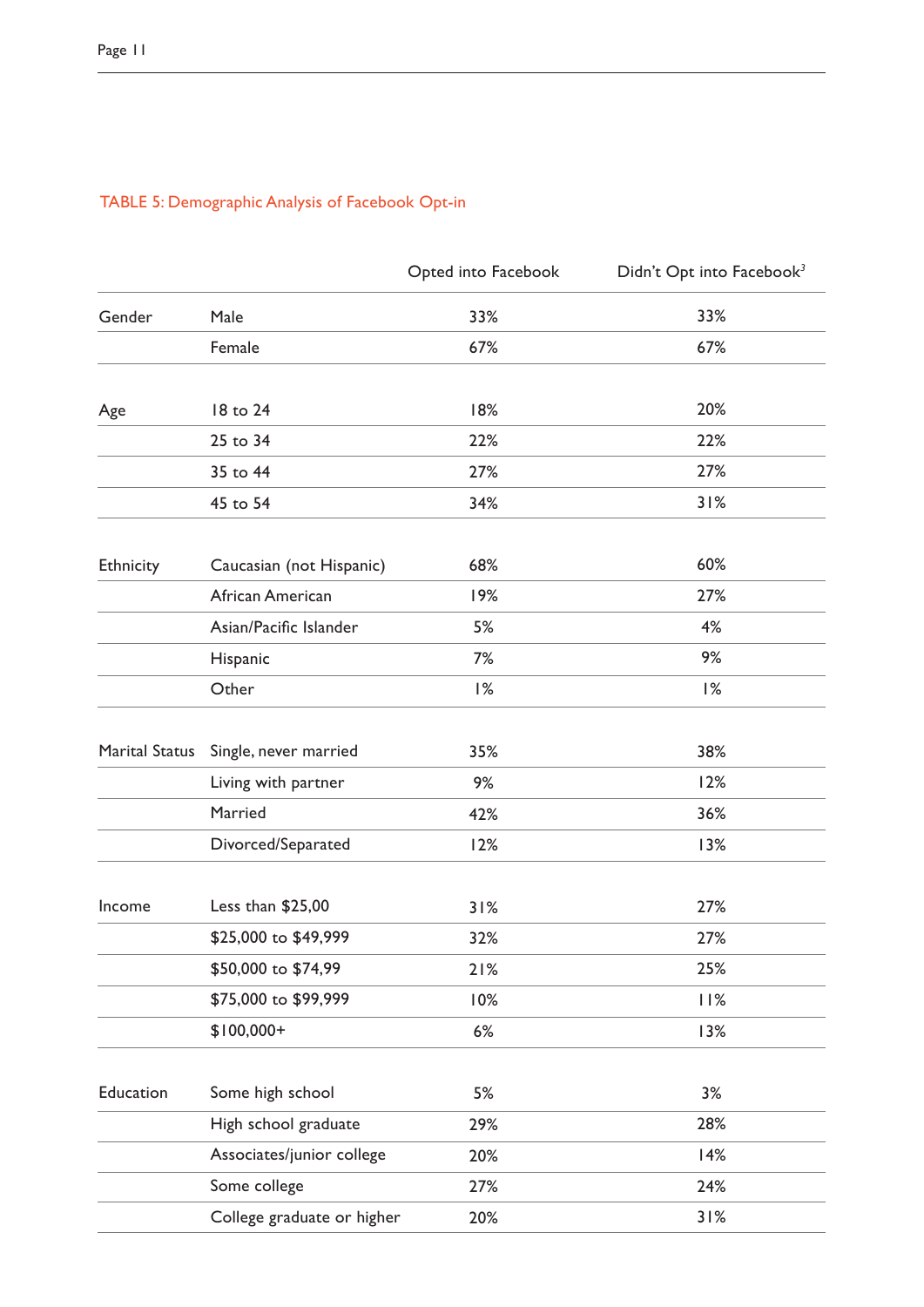TABLE 5: Demographic Analysis of Facebook Opt-in

| | | Opted into Facebook | Didn't Opt into Facebook[3] |
|---|---|---|---|
| Gender | Male | 33% | 33% |
| | Female | 67% | 67% |
| Age | 18 to 24 | 18% | 20% |
| | 25 to 34 | 22% | 22% |
| | 35 to 44 | 27% | 27% |
| | 45 to 54 | 34% | 31% |
| Ethnicity | Caucasian (not Hispanic) | 68% | 60% |
| | African American | 19% | 27% |
| | Asian/Pacific Islander | 5% | 4% |
| | Hispanic | 7% | 9% |
| | Other | 1% | 1% |
| Marital Status | Single, never married | 35% | 38% |
| | Living with partner | 9% | 12% |
| | Married | 42% | 36% |
| | Divorced/Separated | 12% | 13% |
| Income | Less than $25,00 | 31% | 27% |
| | $25,000 to $49,999 | 32% | 27% |
| | $50,000 to $74,99 | 21% | 25% |
| | $75,000 to $99,999 | 10% | 11% |
| | $100,000+ | 6% | 13% |
| Education | Some high school | 5% | 3% |
| | High school graduate | 29% | 28% |
| | Associates/junior college | 20% | 14% |
| | Some college | 27% | 24% |
| | College graduate or higher | 20% | 31% |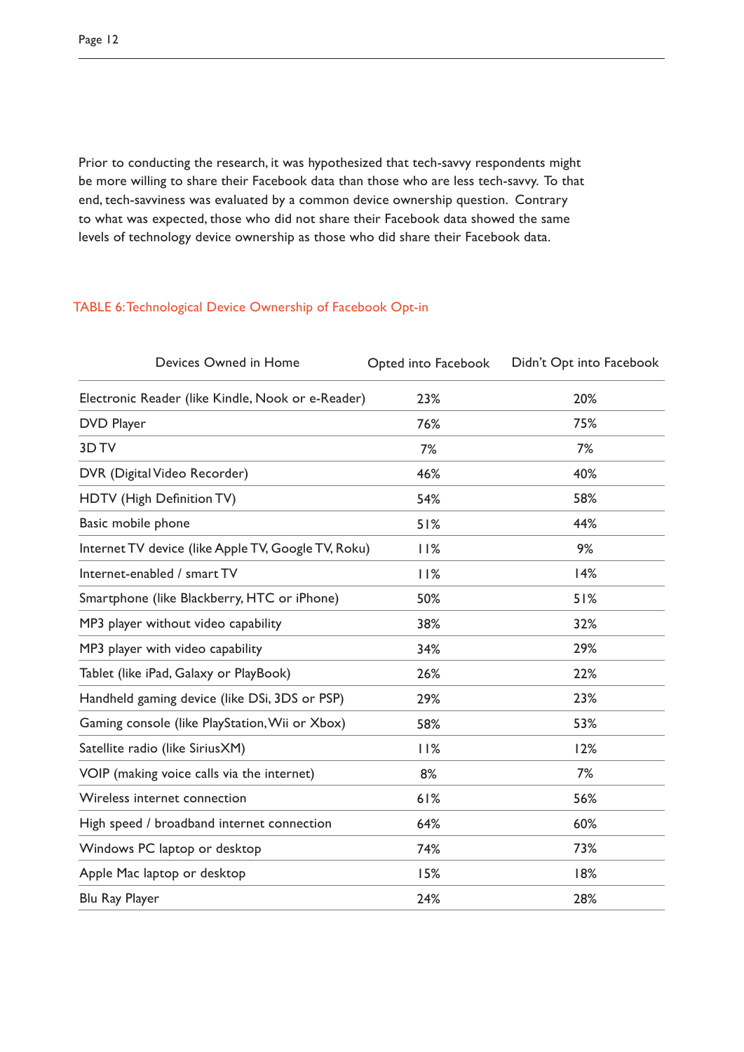Prior to conducting the research, it was hypothesized that tech-savvy respondents might be more willing to share their Facebook data than those who are less tech-savvy. To that end, tech-savviness was evaluated by a common device ownership question. Contrary to what was expected, those who did not share their Facebook data showed the same levels of technology device ownership as those who did share their Facebook data.

TABLE 6: Technological Device Ownership of Facebook Opt-in

| Devices Owned in Home | Opted into Facebook | Didn't Opt into Facebook |
|---|---|---|
| Electronic Reader (like Kindle, Nook or e-Reader) | 23% | 20% |
| DVD Player | 76% | 75% |
| 3D TV | 7% | 7% |
| DVR (Digital Video Recorder) | 46% | 40% |
| HDTV (High Definition TV) | 54% | 58% |
| Basic mobile phone | 51% | 44% |
| Internet TV device (like Apple TV, Google TV, Roku) | 11% | 9% |
| Internet-enabled / smart TV | 11% | 14% |
| Smartphone (like Blackberry, HTC or iPhone) | 50% | 51% |
| MP3 player without video capability | 38% | 32% |
| MP3 player with video capability | 34% | 29% |
| Tablet (like iPad, Galaxy or PlayBook) | 26% | 22% |
| Handheld gaming device (like DSi, 3DS or PSP) | 29% | 23% |
| Gaming console (like PlayStation, Wii or Xbox) | 58% | 53% |
| Satellite radio (like SiriusXM) | 11% | 12% |
| VOIP (making voice calls via the internet) | 8% | 7% |
| Wireless internet connection | 61% | 56% |
| High speed / broadband internet connection | 64% | 60% |
| Windows PC laptop or desktop | 74% | 73% |
| Apple Mac laptop or desktop | 15% | 18% |
| Blu Ray Player | 24% | 28% |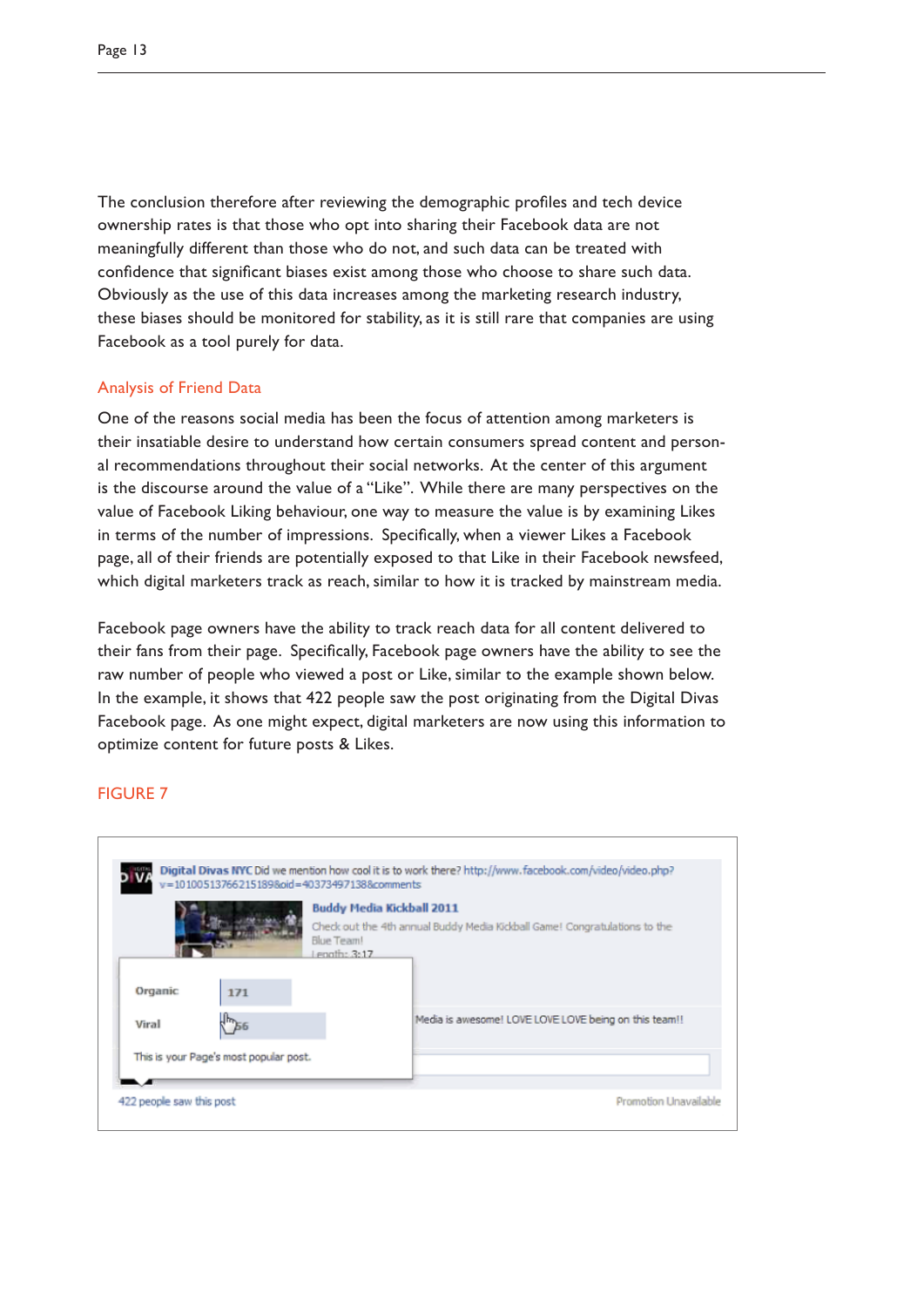The conclusion therefore after reviewing the demographic profiles and tech device ownership rates is that those who opt into sharing their Facebook data are not meaningfully different than those who do not, and such data can be treated with confidence that significant biases exist among those who choose to share such data. Obviously as the use of this data increases among the marketing research industry, these biases should be monitored for stability, as it is still rare that companies are using Facebook as a tool purely for data.

## Analysis of Friend Data

One of the reasons social media has been the focus of attention among marketers is their insatiable desire to understand how certain consumers spread content and personal recommendations throughout their social networks. At the center of this argument is the discourse around the value of a "Like". While there are many perspectives on the value of Facebook Liking behaviour, one way to measure the value is by examining Likes in terms of the number of impressions. Specifically, when a viewer Likes a Facebook page, all of their friends are potentially exposed to that Like in their Facebook newsfeed, which digital marketers track as reach, similar to how it is tracked by mainstream media.

Facebook page owners have the ability to track reach data for all content delivered to their fans from their page. Specifically, Facebook page owners have the ability to see the raw number of people who viewed a post or Like, similar to the example shown below. In the example, it shows that 422 people saw the post originating from the Digital Divas Facebook page. As one might expect, digital marketers are now using this information to optimize content for future posts & Likes.

FIGURE 7

Digital Divas NYC Did we mention how cool it is to work there? http://www.facebook.com/video/video.php?v=10100513766215189&oid=40373497138&comments

Buddy Media Kickball 2011

Check out the 4th annual Buddy Media Kickball Game! Congratulations to the Blue Team!

Length: 3:17

| Organic | 171 |
|---|---|
| Viral | 56 |

This is your Page's most popular post.

Media is awesome! LOVE LOVE LOVE being on this team!!

422 people saw this post

Promotion Unavailable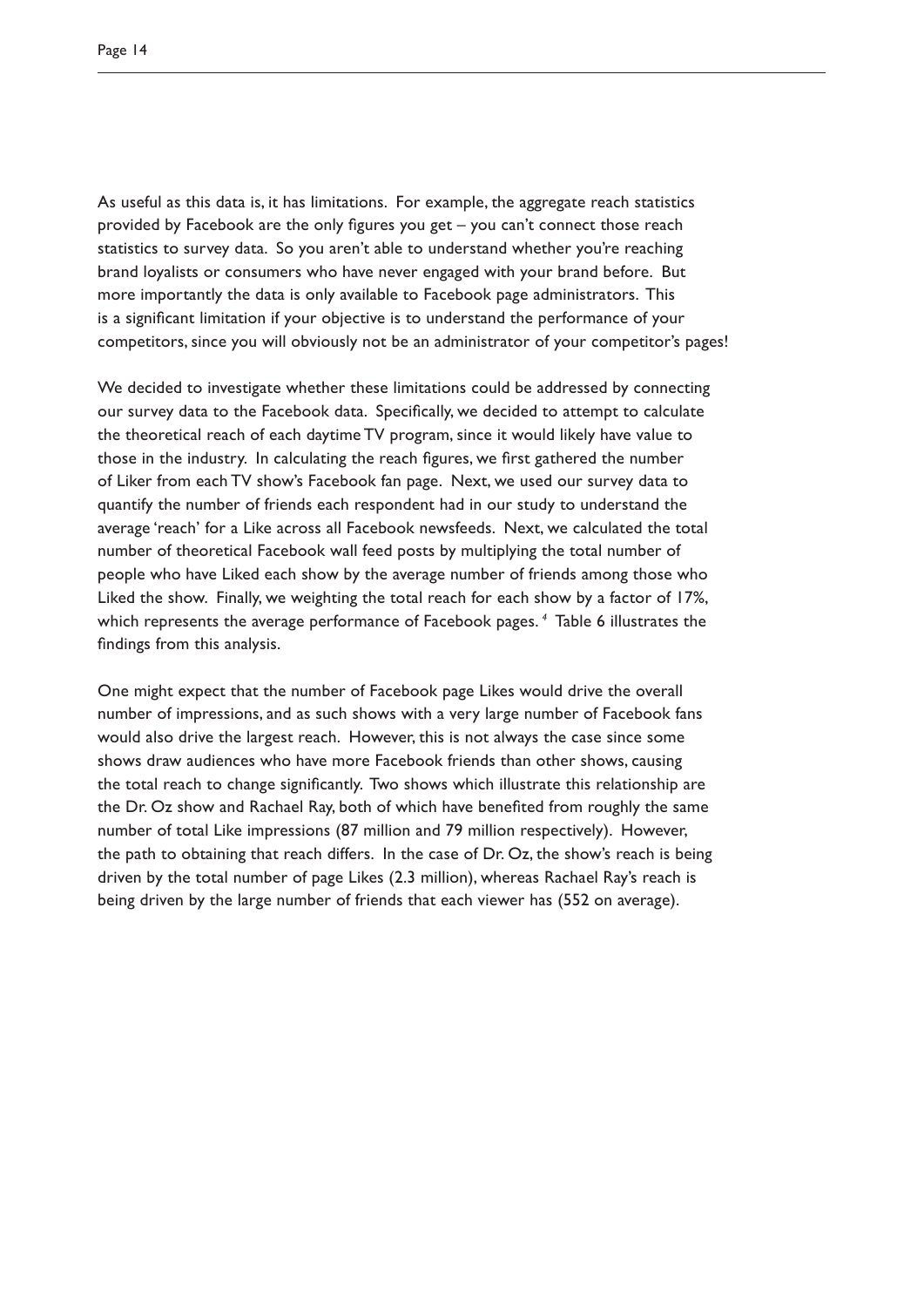As useful as this data is, it has limitations. For example, the aggregate reach statistics provided by Facebook are the only figures you get – you can't connect those reach statistics to survey data. So you aren't able to understand whether you're reaching brand loyalists or consumers who have never engaged with your brand before. But more importantly the data is only available to Facebook page administrators. This is a significant limitation if your objective is to understand the performance of your competitors, since you will obviously not be an administrator of your competitor's pages!

We decided to investigate whether these limitations could be addressed by connecting our survey data to the Facebook data. Specifically, we decided to attempt to calculate the theoretical reach of each daytime TV program, since it would likely have value to those in the industry. In calculating the reach figures, we first gathered the number of Liker from each TV show's Facebook fan page. Next, we used our survey data to quantify the number of friends each respondent had in our study to understand the average 'reach' for a Like across all Facebook newsfeeds. Next, we calculated the total number of theoretical Facebook wall feed posts by multiplying the total number of people who have Liked each show by the average number of friends among those who Liked the show. Finally, we weighting the total reach for each show by a factor of 17%, which represents the average performance of Facebook pages. [4] Table 6 illustrates the findings from this analysis.

One might expect that the number of Facebook page Likes would drive the overall number of impressions, and as such shows with a very large number of Facebook fans would also drive the largest reach. However, this is not always the case since some shows draw audiences who have more Facebook friends than other shows, causing the total reach to change significantly. Two shows which illustrate this relationship are the Dr. Oz show and Rachael Ray, both of which have benefited from roughly the same number of total Like impressions (87 million and 79 million respectively). However, the path to obtaining that reach differs. In the case of Dr. Oz, the show's reach is being driven by the total number of page Likes (2.3 million), whereas Rachael Ray's reach is being driven by the large number of friends that each viewer has (552 on average).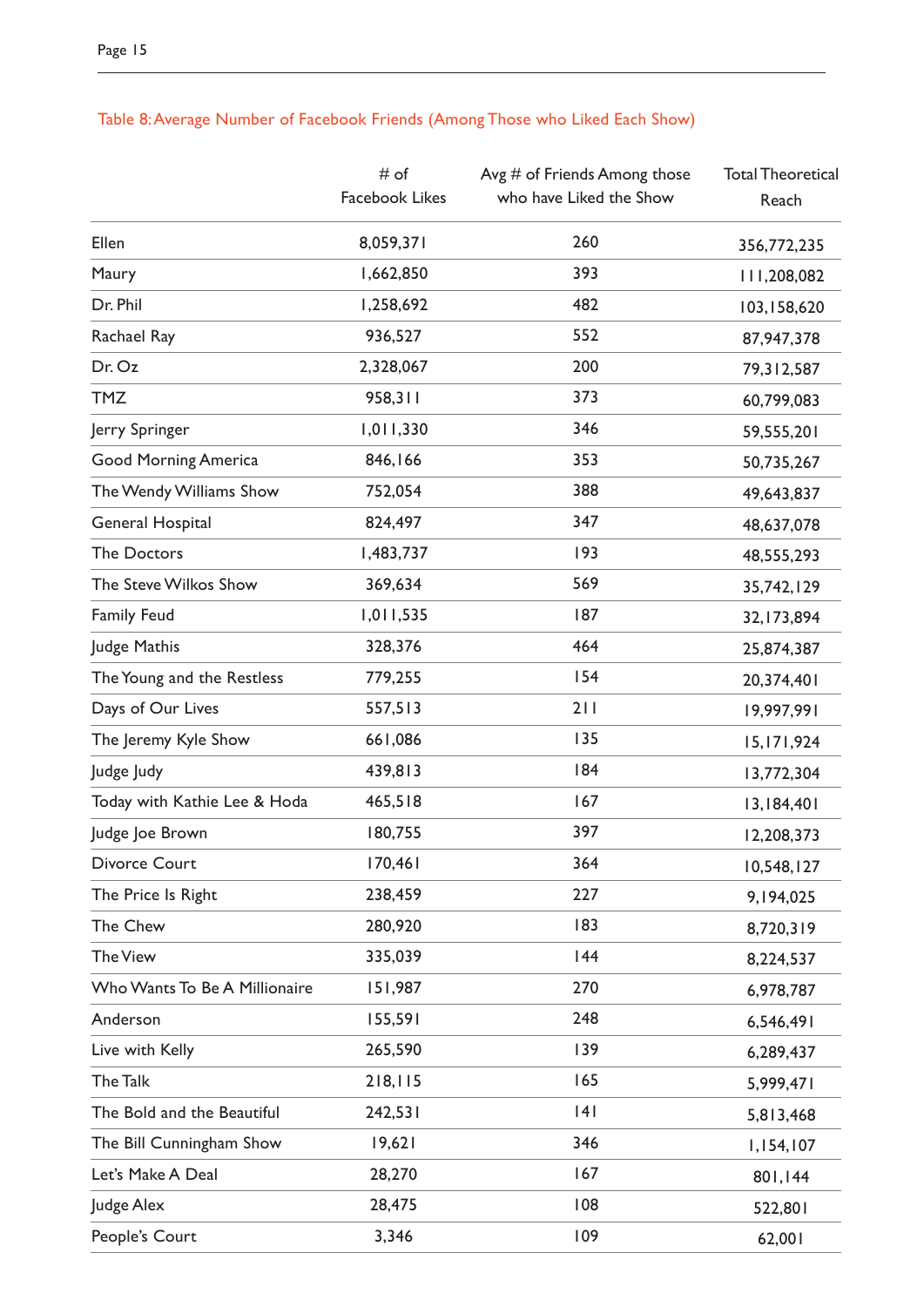Table 8: Average Number of Facebook Friends (Among Those who Liked Each Show)

| | # of Facebook Likes | Avg # of Friends Among those who have Liked the Show | Total Theoretical Reach |
|---|---|---|---|
| Ellen | 8,059,371 | 260 | 356,772,235 |
| Maury | 1,662,850 | 393 | 111,208,082 |
| Dr. Phil | 1,258,692 | 482 | 103,158,620 |
| Rachael Ray | 936,527 | 552 | 87,947,378 |
| Dr. Oz | 2,328,067 | 200 | 79,312,587 |
| TMZ | 958,311 | 373 | 60,799,083 |
| Jerry Springer | 1,011,330 | 346 | 59,555,201 |
| Good Morning America | 846,166 | 353 | 50,735,267 |
| The Wendy Williams Show | 752,054 | 388 | 49,643,837 |
| General Hospital | 824,497 | 347 | 48,637,078 |
| The Doctors | 1,483,737 | 193 | 48,555,293 |
| The Steve Wilkos Show | 369,634 | 569 | 35,742,129 |
| Family Feud | 1,011,535 | 187 | 32,173,894 |
| Judge Mathis | 328,376 | 464 | 25,874,387 |
| The Young and the Restless | 779,255 | 154 | 20,374,401 |
| Days of Our Lives | 557,513 | 211 | 19,997,991 |
| The Jeremy Kyle Show | 661,086 | 135 | 15,171,924 |
| Judge Judy | 439,813 | 184 | 13,772,304 |
| Today with Kathie Lee & Hoda | 465,518 | 167 | 13,184,401 |
| Judge Joe Brown | 180,755 | 397 | 12,208,373 |
| Divorce Court | 170,461 | 364 | 10,548,127 |
| The Price Is Right | 238,459 | 227 | 9,194,025 |
| The Chew | 280,920 | 183 | 8,720,319 |
| The View | 335,039 | 144 | 8,224,537 |
| Who Wants To Be A Millionaire | 151,987 | 270 | 6,978,787 |
| Anderson | 155,591 | 248 | 6,546,491 |
| Live with Kelly | 265,590 | 139 | 6,289,437 |
| The Talk | 218,115 | 165 | 5,999,471 |
| The Bold and the Beautiful | 242,531 | 141 | 5,813,468 |
| The Bill Cunningham Show | 19,621 | 346 | 1,154,107 |
| Let's Make A Deal | 28,270 | 167 | 801,144 |
| Judge Alex | 28,475 | 108 | 522,801 |
| People's Court | 3,346 | 109 | 62,001 |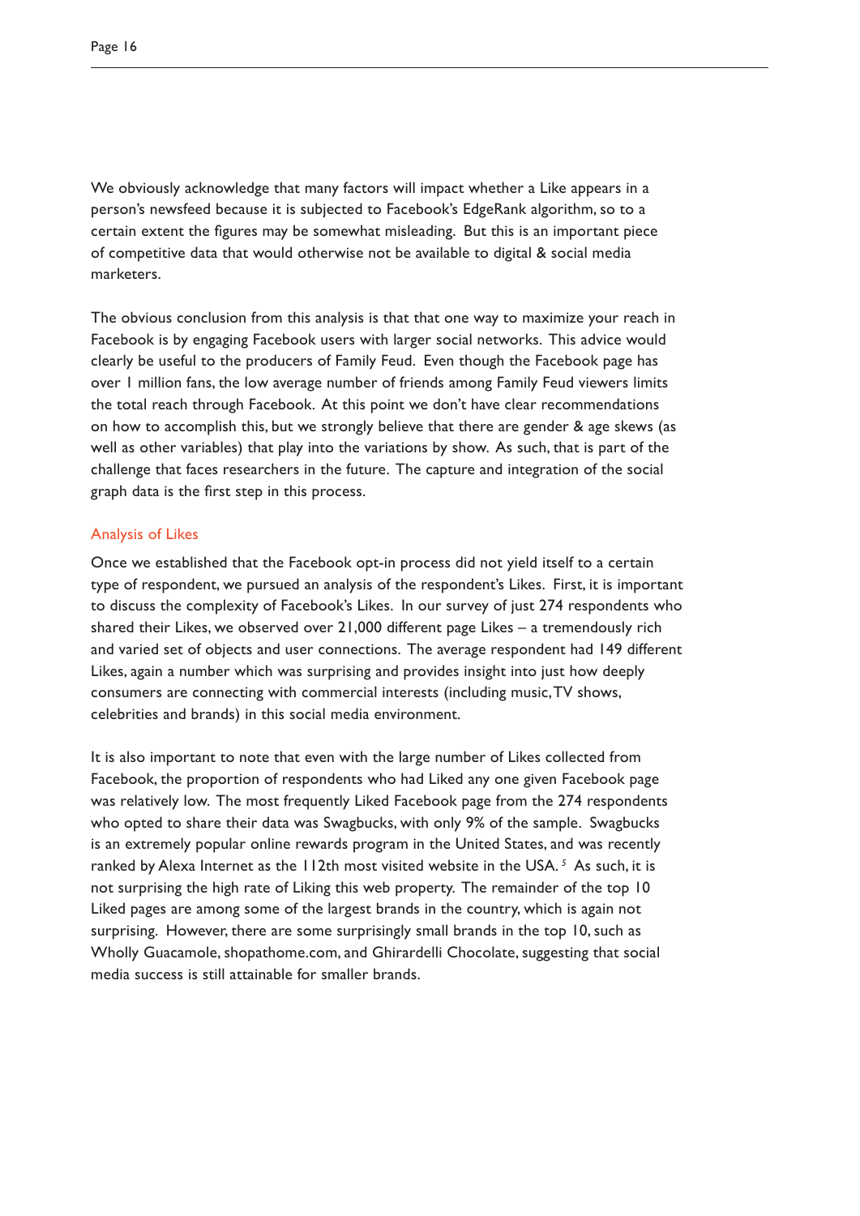We obviously acknowledge that many factors will impact whether a Like appears in a person's newsfeed because it is subjected to Facebook's EdgeRank algorithm, so to a certain extent the figures may be somewhat misleading. But this is an important piece of competitive data that would otherwise not be available to digital & social media marketers.

The obvious conclusion from this analysis is that that one way to maximize your reach in Facebook is by engaging Facebook users with larger social networks. This advice would clearly be useful to the producers of Family Feud. Even though the Facebook page has over 1 million fans, the low average number of friends among Family Feud viewers limits the total reach through Facebook. At this point we don't have clear recommendations on how to accomplish this, but we strongly believe that there are gender & age skews (as well as other variables) that play into the variations by show. As such, that is part of the challenge that faces researchers in the future. The capture and integration of the social graph data is the first step in this process.

## Analysis of Likes

Once we established that the Facebook opt-in process did not yield itself to a certain type of respondent, we pursued an analysis of the respondent's Likes. First, it is important to discuss the complexity of Facebook's Likes. In our survey of just 274 respondents who shared their Likes, we observed over 21,000 different page Likes – a tremendously rich and varied set of objects and user connections. The average respondent had 149 different Likes, again a number which was surprising and provides insight into just how deeply consumers are connecting with commercial interests (including music, TV shows, celebrities and brands) in this social media environment.

It is also important to note that even with the large number of Likes collected from Facebook, the proportion of respondents who had Liked any one given Facebook page was relatively low. The most frequently Liked Facebook page from the 274 respondents who opted to share their data was Swagbucks, with only 9% of the sample. Swagbucks is an extremely popular online rewards program in the United States, and was recently ranked by Alexa Internet as the 112th most visited website in the USA.[5] As such, it is not surprising the high rate of Liking this web property. The remainder of the top 10 Liked pages are among some of the largest brands in the country, which is again not surprising. However, there are some surprisingly small brands in the top 10, such as Wholly Guacamole, shopathome.com, and Ghirardelli Chocolate, suggesting that social media success is still attainable for smaller brands.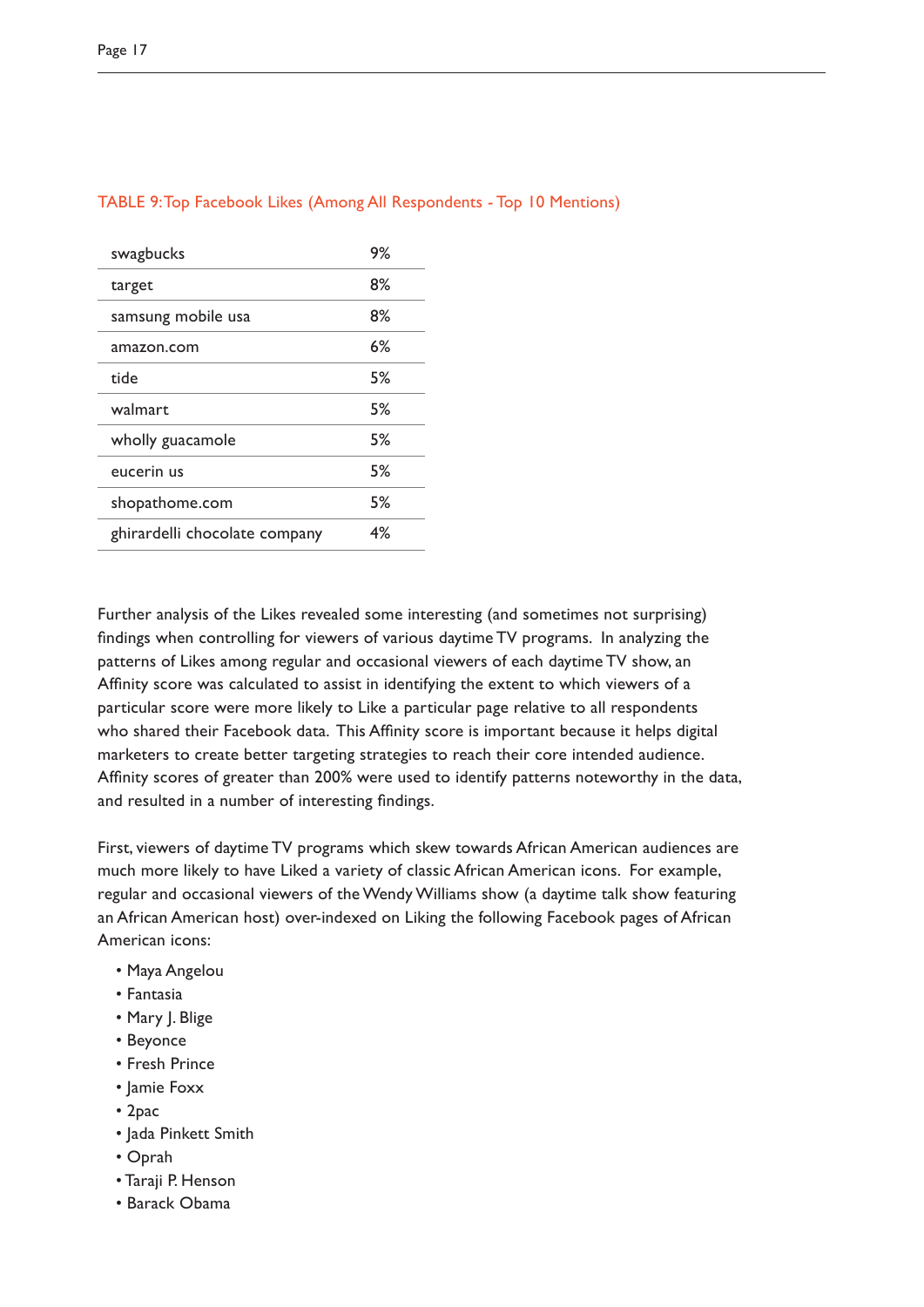TABLE 9: Top Facebook Likes (Among All Respondents - Top 10 Mentions)

| | |
|---|---|
| swagbucks | 9% |
| target | 8% |
| samsung mobile usa | 8% |
| amazon.com | 6% |
| tide | 5% |
| walmart | 5% |
| wholly guacamole | 5% |
| eucerin us | 5% |
| shopathome.com | 5% |
| ghirardelli chocolate company | 4% |

Further analysis of the Likes revealed some interesting (and sometimes not surprising) findings when controlling for viewers of various daytime TV programs. In analyzing the patterns of Likes among regular and occasional viewers of each daytime TV show, an Affinity score was calculated to assist in identifying the extent to which viewers of a particular score were more likely to Like a particular page relative to all respondents who shared their Facebook data. This Affinity score is important because it helps digital marketers to create better targeting strategies to reach their core intended audience. Affinity scores of greater than 200% were used to identify patterns noteworthy in the data, and resulted in a number of interesting findings.

First, viewers of daytime TV programs which skew towards African American audiences are much more likely to have Liked a variety of classic African American icons. For example, regular and occasional viewers of the Wendy Williams show (a daytime talk show featuring an African American host) over-indexed on Liking the following Facebook pages of African American icons:

- Maya Angelou
- Fantasia
- Mary J. Blige
- Beyonce
- Fresh Prince
- Jamie Foxx
- 2pac
- Jada Pinkett Smith
- Oprah
- Taraji P. Henson
- Barack Obama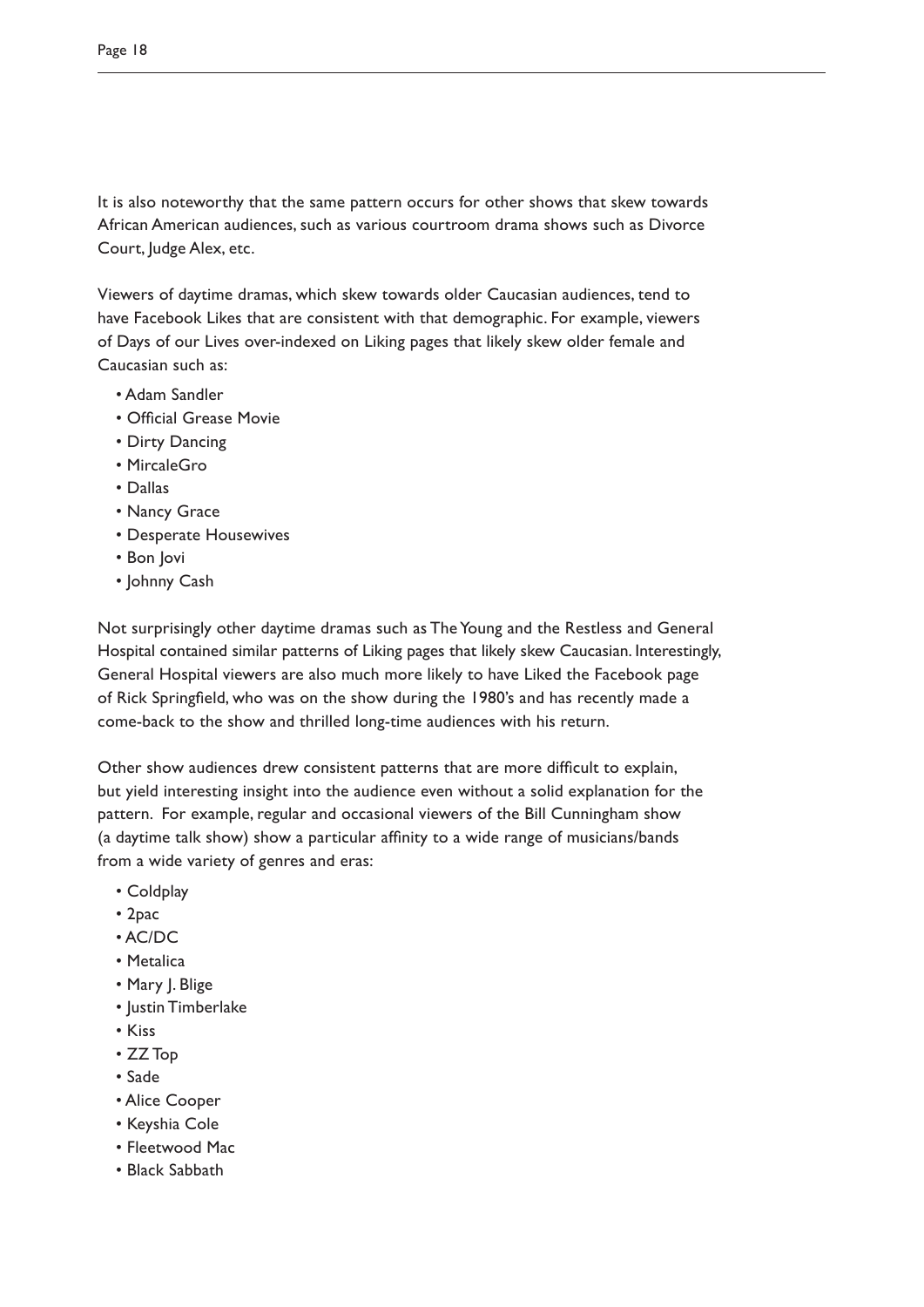It is also noteworthy that the same pattern occurs for other shows that skew towards African American audiences, such as various courtroom drama shows such as Divorce Court, Judge Alex, etc.

Viewers of daytime dramas, which skew towards older Caucasian audiences, tend to have Facebook Likes that are consistent with that demographic. For example, viewers of Days of our Lives over-indexed on Liking pages that likely skew older female and Caucasian such as:

- Adam Sandler
- Official Grease Movie
- Dirty Dancing
- MircaleGro
- Dallas
- Nancy Grace
- Desperate Housewives
- Bon Jovi
- Johnny Cash

Not surprisingly other daytime dramas such as The Young and the Restless and General Hospital contained similar patterns of Liking pages that likely skew Caucasian. Interestingly, General Hospital viewers are also much more likely to have Liked the Facebook page of Rick Springfield, who was on the show during the 1980's and has recently made a come-back to the show and thrilled long-time audiences with his return.

Other show audiences drew consistent patterns that are more difficult to explain, but yield interesting insight into the audience even without a solid explanation for the pattern. For example, regular and occasional viewers of the Bill Cunningham show (a daytime talk show) show a particular affinity to a wide range of musicians/bands from a wide variety of genres and eras:

- Coldplay
- 2pac
- AC/DC
- Metalica
- Mary J. Blige
- Justin Timberlake
- Kiss
- ZZ Top
- Sade
- Alice Cooper
- Keyshia Cole
- Fleetwood Mac
- Black Sabbath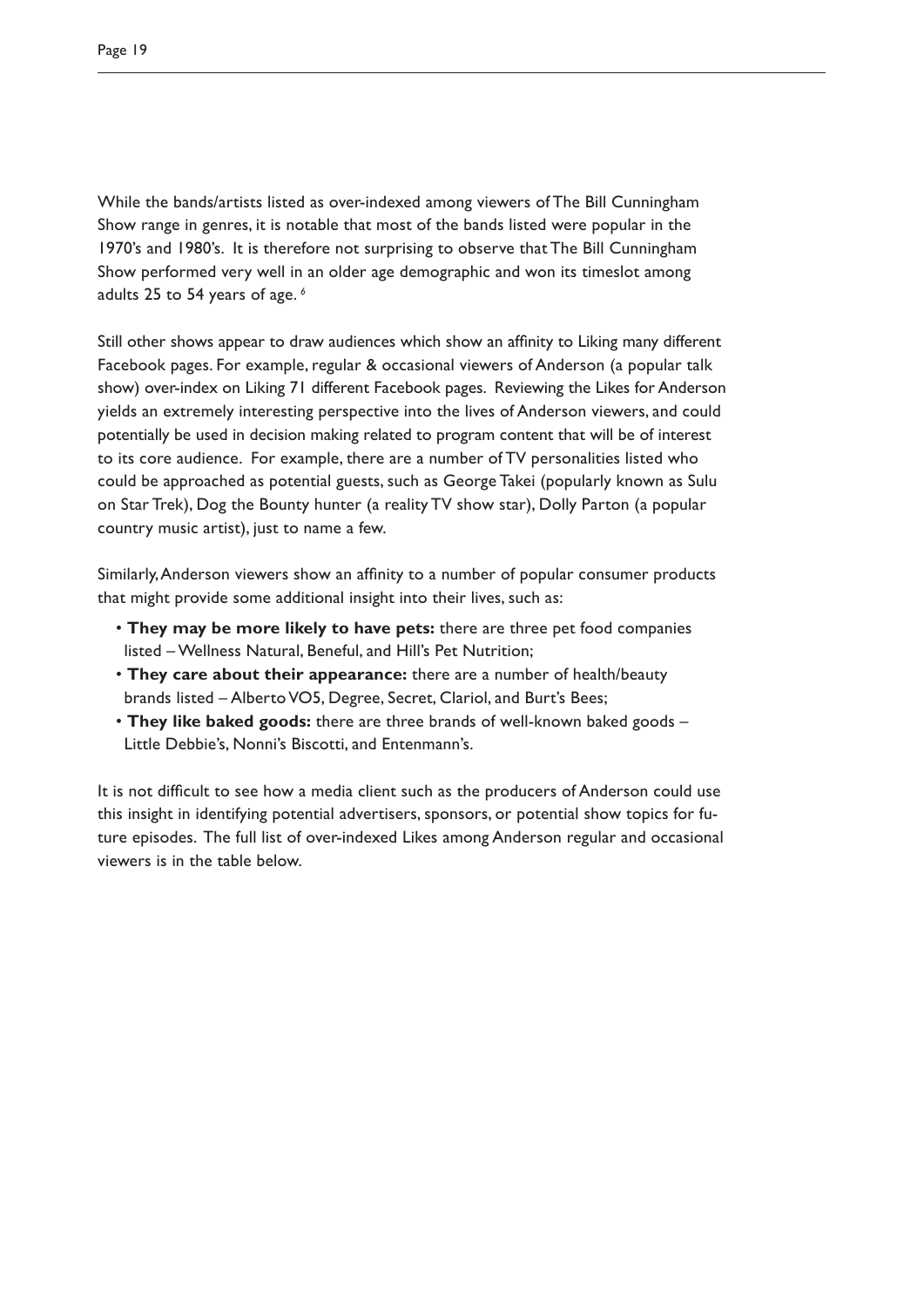While the bands/artists listed as over-indexed among viewers of The Bill Cunningham Show range in genres, it is notable that most of the bands listed were popular in the 1970's and 1980's. It is therefore not surprising to observe that The Bill Cunningham Show performed very well in an older age demographic and won its timeslot among adults 25 to 54 years of age. [6]

Still other shows appear to draw audiences which show an affinity to Liking many different Facebook pages. For example, regular & occasional viewers of Anderson (a popular talk show) over-index on Liking 71 different Facebook pages. Reviewing the Likes for Anderson yields an extremely interesting perspective into the lives of Anderson viewers, and could potentially be used in decision making related to program content that will be of interest to its core audience. For example, there are a number of TV personalities listed who could be approached as potential guests, such as George Takei (popularly known as Sulu on Star Trek), Dog the Bounty hunter (a reality TV show star), Dolly Parton (a popular country music artist), just to name a few.

Similarly, Anderson viewers show an affinity to a number of popular consumer products that might provide some additional insight into their lives, such as:

- **They may be more likely to have pets:** there are three pet food companies listed – Wellness Natural, Beneful, and Hill's Pet Nutrition;
- **They care about their appearance:** there are a number of health/beauty brands listed – Alberto VO5, Degree, Secret, Clariol, and Burt's Bees;
- **They like baked goods:** there are three brands of well-known baked goods – Little Debbie's, Nonni's Biscotti, and Entenmann's.

It is not difficult to see how a media client such as the producers of Anderson could use this insight in identifying potential advertisers, sponsors, or potential show topics for future episodes. The full list of over-indexed Likes among Anderson regular and occasional viewers is in the table below.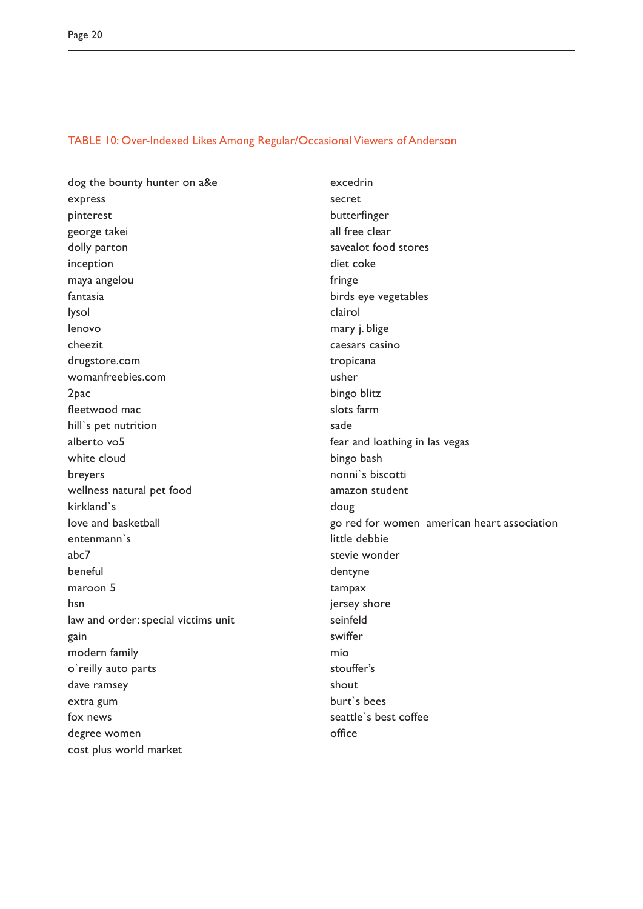TABLE 10: Over-Indexed Likes Among Regular/Occasional Viewers of Anderson

dog the bounty hunter on a&e
express
pinterest
george takei
dolly parton
inception
maya angelou
fantasia
lysol
lenovo
cheezit
drugstore.com
womanfreebies.com
2pac
fleetwood mac
hill`s pet nutrition
alberto vo5
white cloud
breyers
wellness natural pet food
kirkland`s
love and basketball
entenmann`s
abc7
beneful
maroon 5
hsn
law and order: special victims unit
gain
modern family
o`reilly auto parts
dave ramsey
extra gum
fox news
degree women
cost plus world market
excedrin
secret
butterfinger
all free clear
savealot food stores
diet coke
fringe
birds eye vegetables
clairol
mary j. blige
caesars casino
tropicana
usher
bingo blitz
slots farm
sade
fear and loathing in las vegas
bingo bash
nonni`s biscotti
amazon student
doug
go red for women american heart association
little debbie
stevie wonder
dentyne
tampax
jersey shore
seinfeld
swiffer
mio
stouffer's
shout
burt`s bees
seattle`s best coffee
office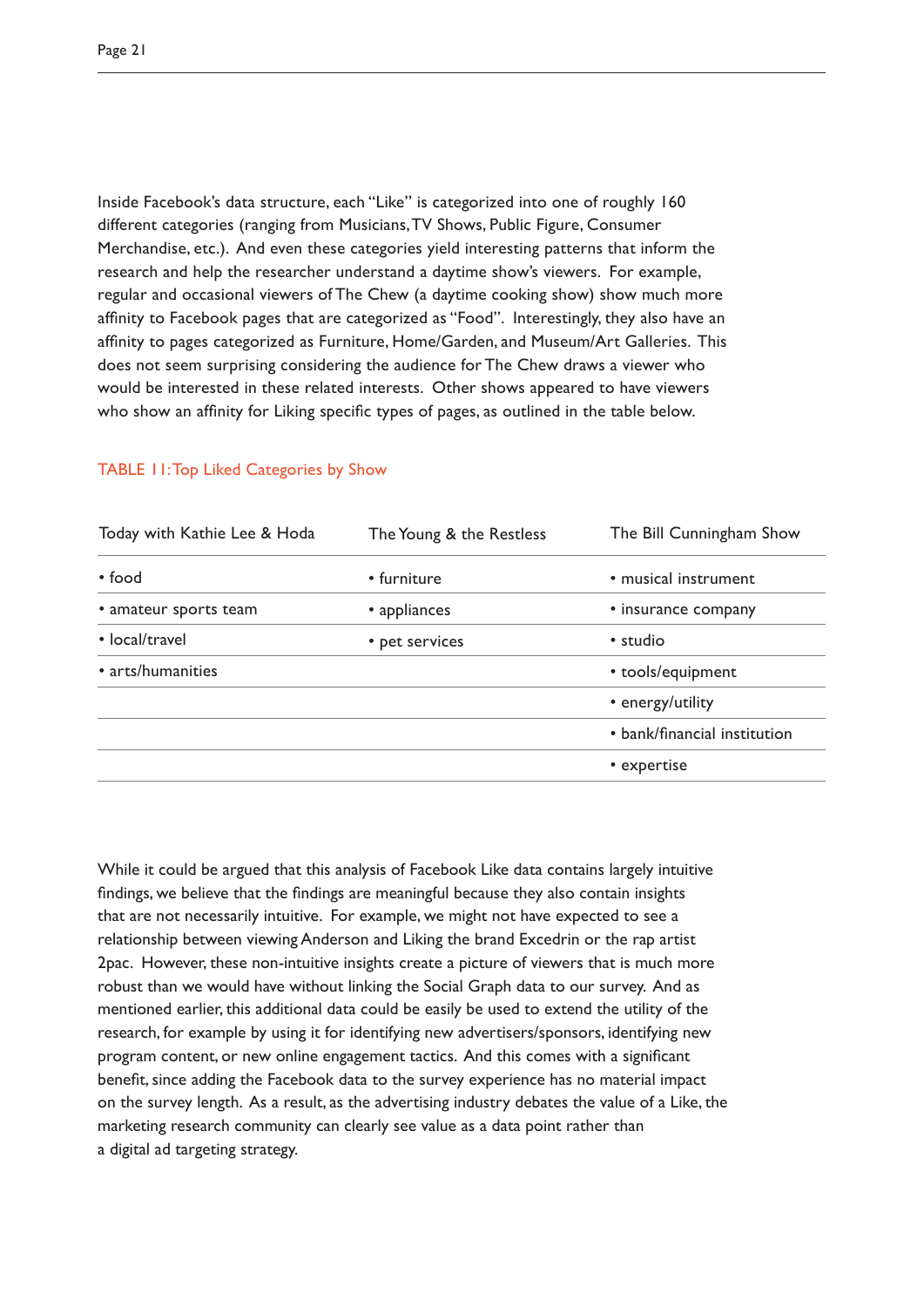Inside Facebook's data structure, each "Like" is categorized into one of roughly 160 different categories (ranging from Musicians, TV Shows, Public Figure, Consumer Merchandise, etc.). And even these categories yield interesting patterns that inform the research and help the researcher understand a daytime show's viewers. For example, regular and occasional viewers of The Chew (a daytime cooking show) show much more affinity to Facebook pages that are categorized as "Food". Interestingly, they also have an affinity to pages categorized as Furniture, Home/Garden, and Museum/Art Galleries. This does not seem surprising considering the audience for The Chew draws a viewer who would be interested in these related interests. Other shows appeared to have viewers who show an affinity for Liking specific types of pages, as outlined in the table below.

TABLE 11: Top Liked Categories by Show

| Today with Kathie Lee & Hoda | The Young & the Restless | The Bill Cunningham Show |
|---|---|---|
| • food | • furniture | • musical instrument |
| • amateur sports team | • appliances | • insurance company |
| • local/travel | • pet services | • studio |
| • arts/humanities | | • tools/equipment |
| | | • energy/utility |
| | | • bank/financial institution |
| | | • expertise |

While it could be argued that this analysis of Facebook Like data contains largely intuitive findings, we believe that the findings are meaningful because they also contain insights that are not necessarily intuitive. For example, we might not have expected to see a relationship between viewing Anderson and Liking the brand Excedrin or the rap artist 2pac. However, these non-intuitive insights create a picture of viewers that is much more robust than we would have without linking the Social Graph data to our survey. And as mentioned earlier, this additional data could be easily be used to extend the utility of the research, for example by using it for identifying new advertisers/sponsors, identifying new program content, or new online engagement tactics. And this comes with a significant benefit, since adding the Facebook data to the survey experience has no material impact on the survey length. As a result, as the advertising industry debates the value of a Like, the marketing research community can clearly see value as a data point rather than a digital ad targeting strategy.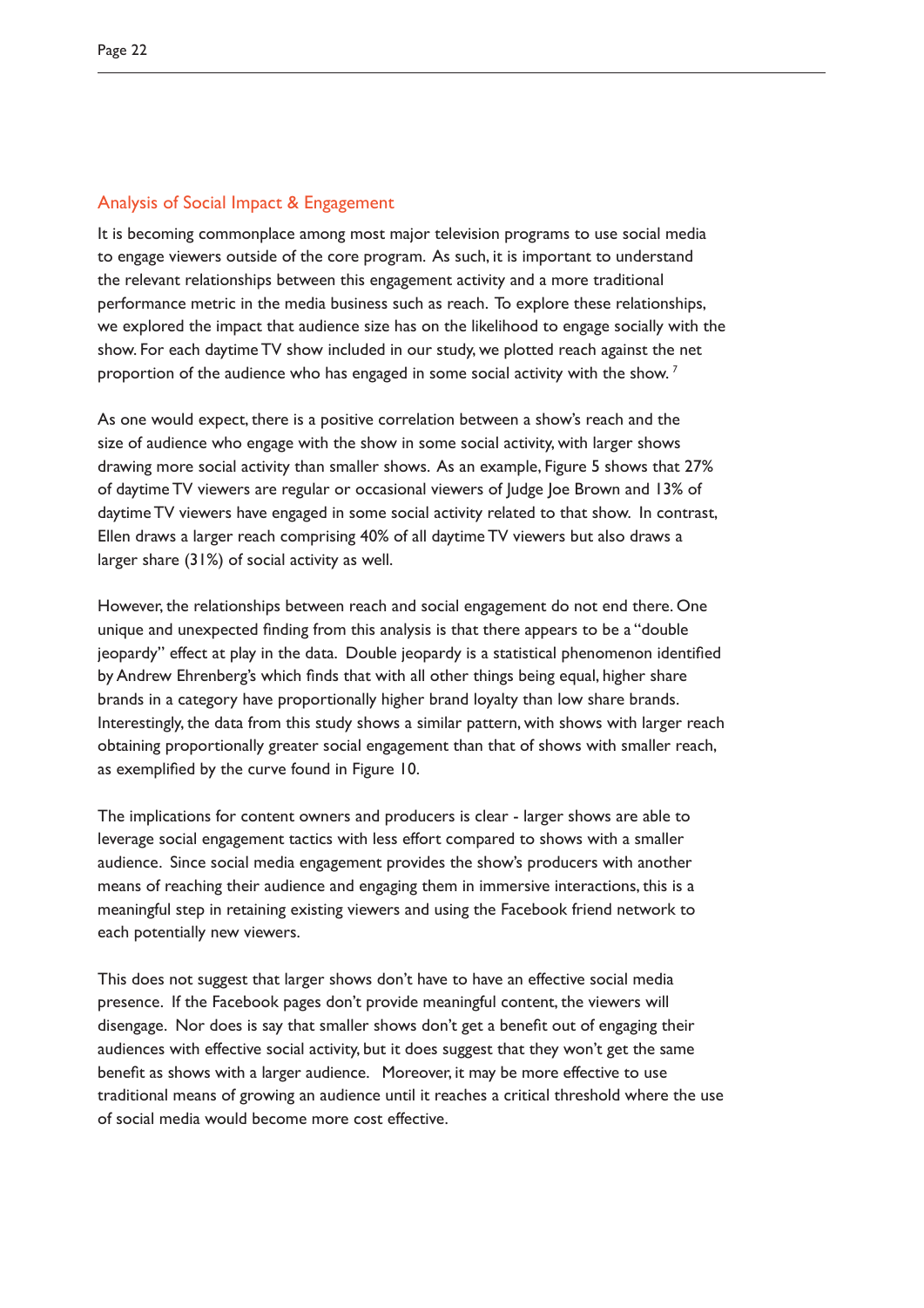## Analysis of Social Impact & Engagement

It is becoming commonplace among most major television programs to use social media to engage viewers outside of the core program. As such, it is important to understand the relevant relationships between this engagement activity and a more traditional performance metric in the media business such as reach. To explore these relationships, we explored the impact that audience size has on the likelihood to engage socially with the show. For each daytime TV show included in our study, we plotted reach against the net proportion of the audience who has engaged in some social activity with the show. [7]

As one would expect, there is a positive correlation between a show's reach and the size of audience who engage with the show in some social activity, with larger shows drawing more social activity than smaller shows. As an example, Figure 5 shows that 27% of daytime TV viewers are regular or occasional viewers of Judge Joe Brown and 13% of daytime TV viewers have engaged in some social activity related to that show. In contrast, Ellen draws a larger reach comprising 40% of all daytime TV viewers but also draws a larger share (31%) of social activity as well.

However, the relationships between reach and social engagement do not end there. One unique and unexpected finding from this analysis is that there appears to be a "double jeopardy" effect at play in the data. Double jeopardy is a statistical phenomenon identified by Andrew Ehrenberg's which finds that with all other things being equal, higher share brands in a category have proportionally higher brand loyalty than low share brands. Interestingly, the data from this study shows a similar pattern, with shows with larger reach obtaining proportionally greater social engagement than that of shows with smaller reach, as exemplified by the curve found in Figure 10.

The implications for content owners and producers is clear - larger shows are able to leverage social engagement tactics with less effort compared to shows with a smaller audience. Since social media engagement provides the show's producers with another means of reaching their audience and engaging them in immersive interactions, this is a meaningful step in retaining existing viewers and using the Facebook friend network to each potentially new viewers.

This does not suggest that larger shows don't have to have an effective social media presence. If the Facebook pages don't provide meaningful content, the viewers will disengage. Nor does is say that smaller shows don't get a benefit out of engaging their audiences with effective social activity, but it does suggest that they won't get the same benefit as shows with a larger audience. Moreover, it may be more effective to use traditional means of growing an audience until it reaches a critical threshold where the use of social media would become more cost effective.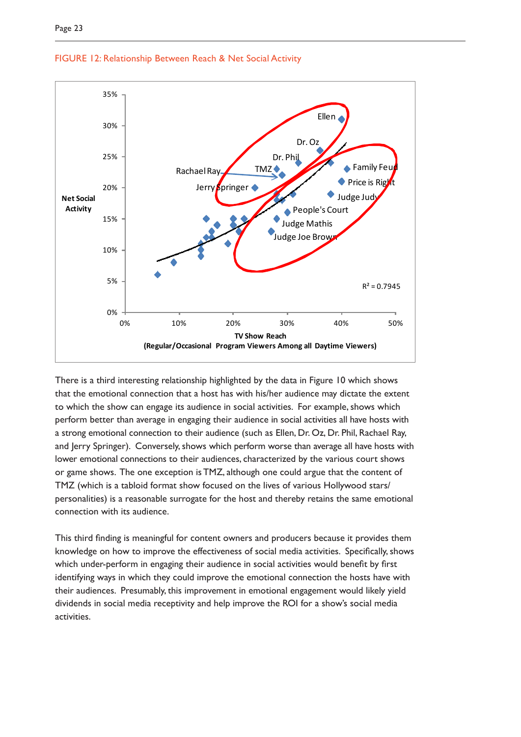FIGURE 12: Relationship Between Reach & Net Social Activity

There is a third interesting relationship highlighted by the data in Figure 10 which shows that the emotional connection that a host has with his/her audience may dictate the extent to which the show can engage its audience in social activities. For example, shows which perform better than average in engaging their audience in social activities all have hosts with a strong emotional connection to their audience (such as Ellen, Dr. Oz, Dr. Phil, Rachael Ray, and Jerry Springer). Conversely, shows which perform worse than average all have hosts with lower emotional connections to their audiences, characterized by the various court shows or game shows. The one exception is TMZ, although one could argue that the content of TMZ (which is a tabloid format show focused on the lives of various Hollywood stars/ personalities) is a reasonable surrogate for the host and thereby retains the same emotional connection with its audience.

This third finding is meaningful for content owners and producers because it provides them knowledge on how to improve the effectiveness of social media activities. Specifically, shows which under-perform in engaging their audience in social activities would benefit by first identifying ways in which they could improve the emotional connection the hosts have with their audiences. Presumably, this improvement in emotional engagement would likely yield dividends in social media receptivity and help improve the ROI for a show's social media activities.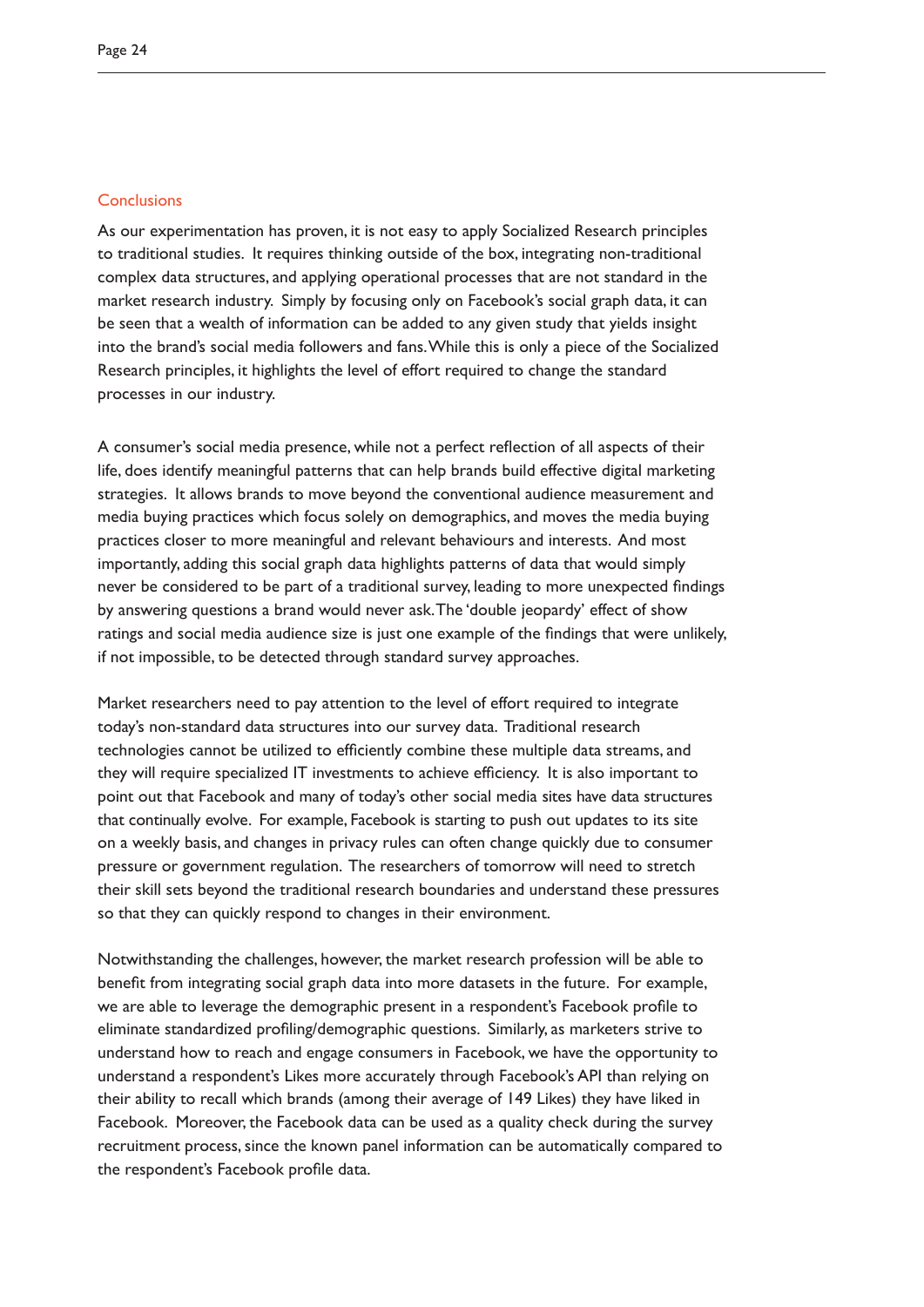## Conclusions

As our experimentation has proven, it is not easy to apply Socialized Research principles to traditional studies. It requires thinking outside of the box, integrating non-traditional complex data structures, and applying operational processes that are not standard in the market research industry. Simply by focusing only on Facebook's social graph data, it can be seen that a wealth of information can be added to any given study that yields insight into the brand's social media followers and fans. While this is only a piece of the Socialized Research principles, it highlights the level of effort required to change the standard processes in our industry.

A consumer's social media presence, while not a perfect reflection of all aspects of their life, does identify meaningful patterns that can help brands build effective digital marketing strategies. It allows brands to move beyond the conventional audience measurement and media buying practices which focus solely on demographics, and moves the media buying practices closer to more meaningful and relevant behaviours and interests. And most importantly, adding this social graph data highlights patterns of data that would simply never be considered to be part of a traditional survey, leading to more unexpected findings by answering questions a brand would never ask. The 'double jeopardy' effect of show ratings and social media audience size is just one example of the findings that were unlikely, if not impossible, to be detected through standard survey approaches.

Market researchers need to pay attention to the level of effort required to integrate today's non-standard data structures into our survey data. Traditional research technologies cannot be utilized to efficiently combine these multiple data streams, and they will require specialized IT investments to achieve efficiency. It is also important to point out that Facebook and many of today's other social media sites have data structures that continually evolve. For example, Facebook is starting to push out updates to its site on a weekly basis, and changes in privacy rules can often change quickly due to consumer pressure or government regulation. The researchers of tomorrow will need to stretch their skill sets beyond the traditional research boundaries and understand these pressures so that they can quickly respond to changes in their environment.

Notwithstanding the challenges, however, the market research profession will be able to benefit from integrating social graph data into more datasets in the future. For example, we are able to leverage the demographic present in a respondent's Facebook profile to eliminate standardized profiling/demographic questions. Similarly, as marketers strive to understand how to reach and engage consumers in Facebook, we have the opportunity to understand a respondent's Likes more accurately through Facebook's API than relying on their ability to recall which brands (among their average of 149 Likes) they have liked in Facebook. Moreover, the Facebook data can be used as a quality check during the survey recruitment process, since the known panel information can be automatically compared to the respondent's Facebook profile data.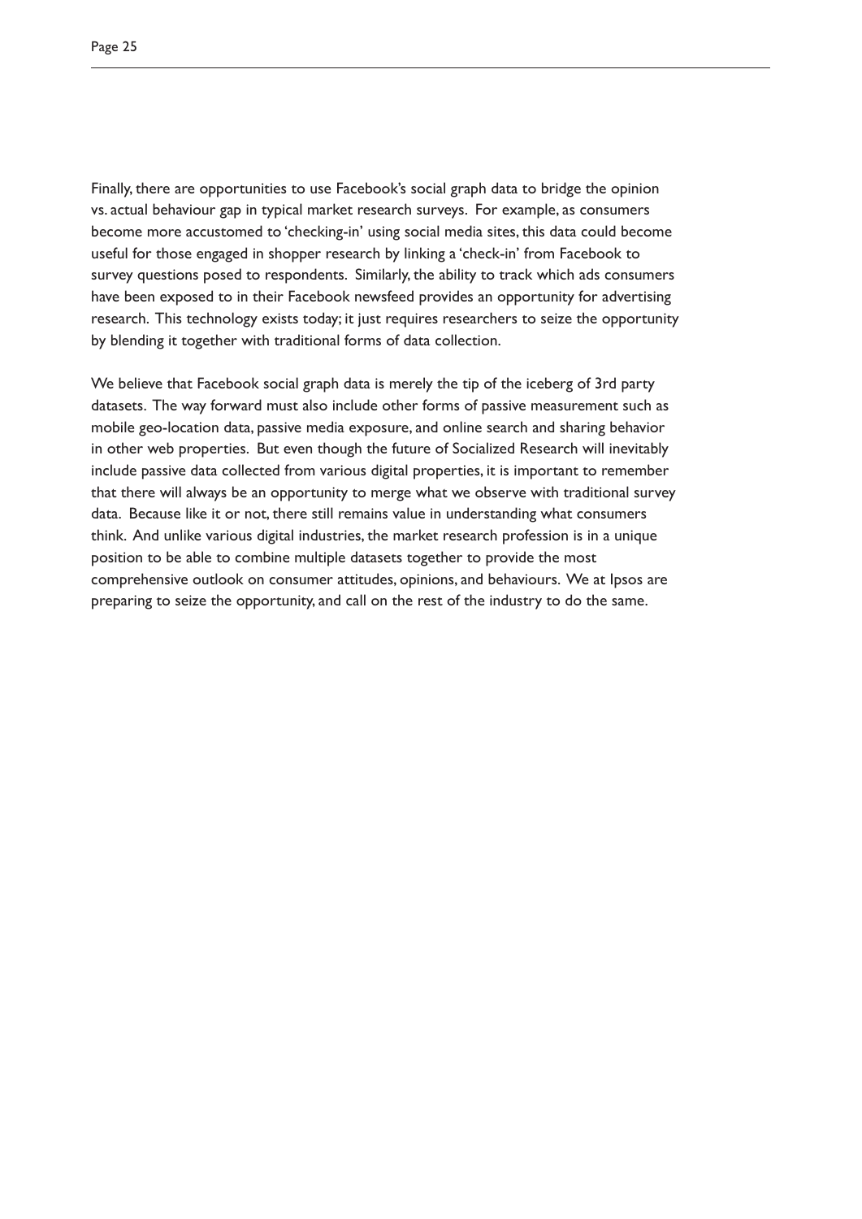Finally, there are opportunities to use Facebook's social graph data to bridge the opinion vs. actual behaviour gap in typical market research surveys. For example, as consumers become more accustomed to 'checking-in' using social media sites, this data could become useful for those engaged in shopper research by linking a 'check-in' from Facebook to survey questions posed to respondents. Similarly, the ability to track which ads consumers have been exposed to in their Facebook newsfeed provides an opportunity for advertising research. This technology exists today; it just requires researchers to seize the opportunity by blending it together with traditional forms of data collection.

We believe that Facebook social graph data is merely the tip of the iceberg of 3rd party datasets. The way forward must also include other forms of passive measurement such as mobile geo-location data, passive media exposure, and online search and sharing behavior in other web properties. But even though the future of Socialized Research will inevitably include passive data collected from various digital properties, it is important to remember that there will always be an opportunity to merge what we observe with traditional survey data. Because like it or not, there still remains value in understanding what consumers think. And unlike various digital industries, the market research profession is in a unique position to be able to combine multiple datasets together to provide the most comprehensive outlook on consumer attitudes, opinions, and behaviours. We at Ipsos are preparing to seize the opportunity, and call on the rest of the industry to do the same.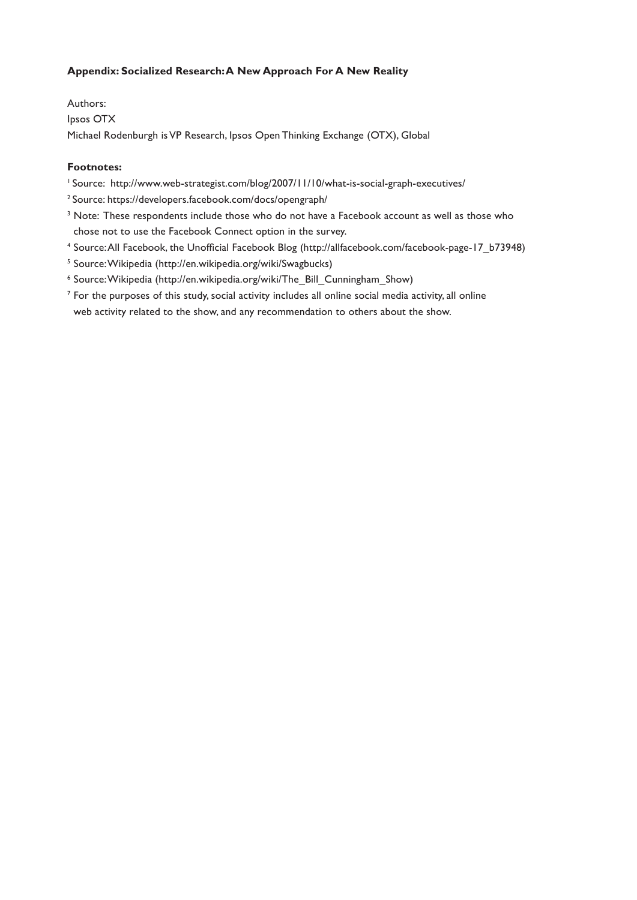**Appendix: Socialized Research: A New Approach For A New Reality**

Authors:

Ipsos OTX

Michael Rodenburgh is VP Research, Ipsos Open Thinking Exchange (OTX), Global

**Footnotes:**

[1] Source: http://www.web-strategist.com/blog/2007/11/10/what-is-social-graph-executives/

[2] Source: https://developers.facebook.com/docs/opengraph/

[3] Note: These respondents include those who do not have a Facebook account as well as those who chose not to use the Facebook Connect option in the survey.

[4] Source: All Facebook, the Unofficial Facebook Blog (http://allfacebook.com/facebook-page-17_b73948)

[5] Source: Wikipedia (http://en.wikipedia.org/wiki/Swagbucks)

[6] Source: Wikipedia (http://en.wikipedia.org/wiki/The_Bill_Cunningham_Show)

[7] For the purposes of this study, social activity includes all online social media activity, all online web activity related to the show, and any recommendation to others about the show.